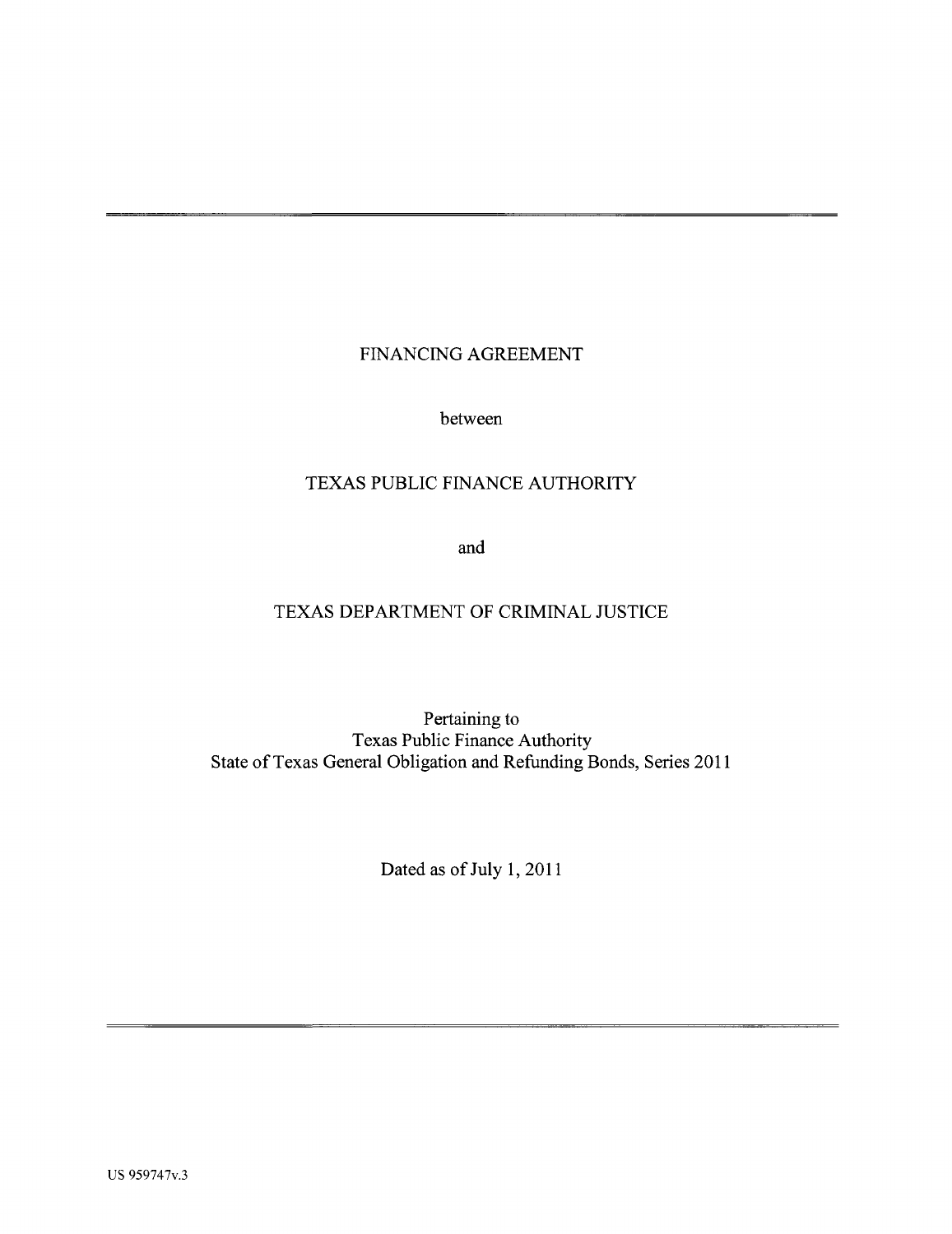# FINANCING AGREEMENT

between

TEXAS PUBLIC FINANCE AUTHORITY

and

TEXAS DEPARTMENT OF CRIMINAL JUSTICE

Pertaining to
Texas Public Finance Authority
State of Texas General Obligation and Refunding Bonds, Series 2011

Dated as of July 1, 2011

US 959747v.3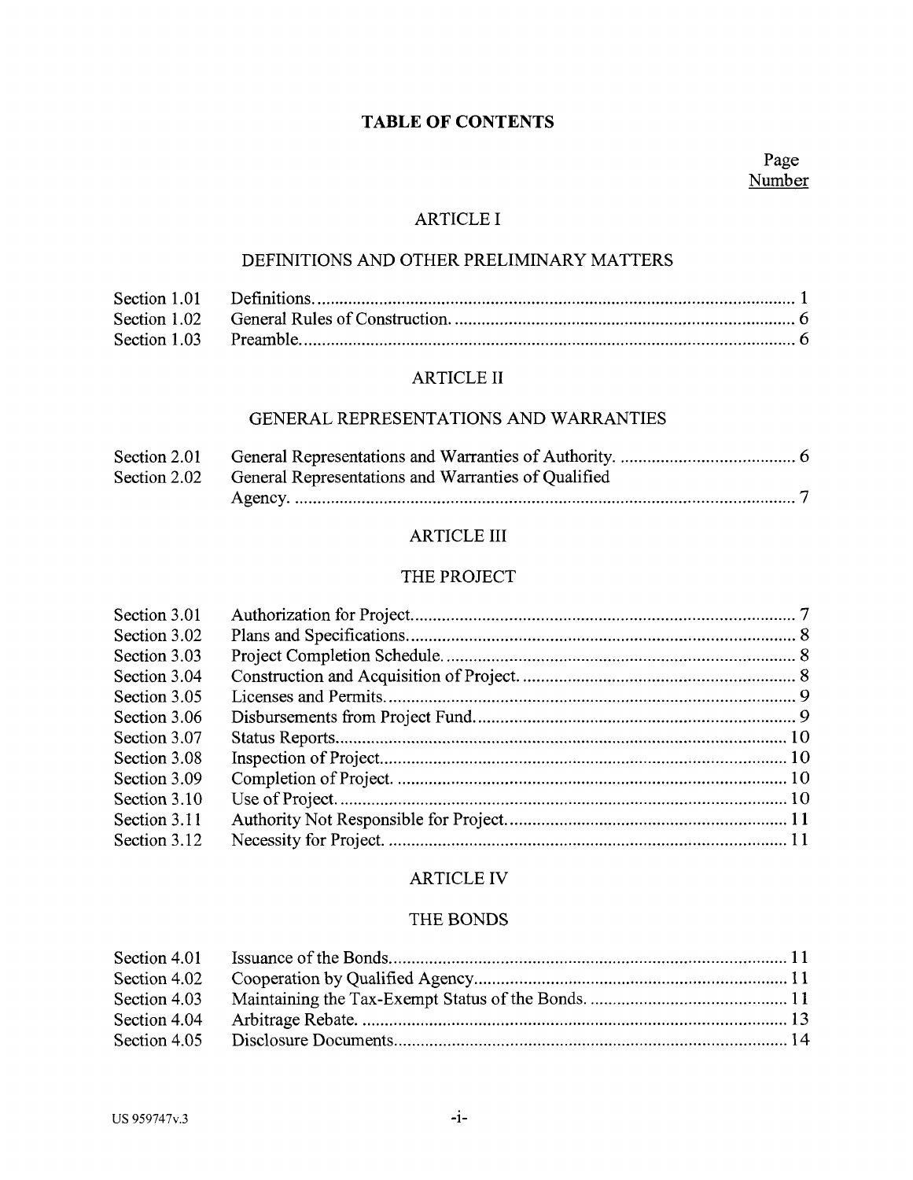# TABLE OF CONTENTS

| | | Page Number |
|---|---|---|
| | **ARTICLE I** | |
| | **DEFINITIONS AND OTHER PRELIMINARY MATTERS** | |
| Section 1.01 | Definitions. | 1 |
| Section 1.02 | General Rules of Construction. | 6 |
| Section 1.03 | Preamble. | 6 |
| | **ARTICLE II** | |
| | **GENERAL REPRESENTATIONS AND WARRANTIES** | |
| Section 2.01 | General Representations and Warranties of Authority. | 6 |
| Section 2.02 | General Representations and Warranties of Qualified Agency. | 7 |
| | **ARTICLE III** | |
| | **THE PROJECT** | |
| Section 3.01 | Authorization for Project. | 7 |
| Section 3.02 | Plans and Specifications. | 8 |
| Section 3.03 | Project Completion Schedule. | 8 |
| Section 3.04 | Construction and Acquisition of Project. | 8 |
| Section 3.05 | Licenses and Permits. | 9 |
| Section 3.06 | Disbursements from Project Fund. | 9 |
| Section 3.07 | Status Reports. | 10 |
| Section 3.08 | Inspection of Project. | 10 |
| Section 3.09 | Completion of Project. | 10 |
| Section 3.10 | Use of Project. | 10 |
| Section 3.11 | Authority Not Responsible for Project. | 11 |
| Section 3.12 | Necessity for Project. | 11 |
| | **ARTICLE IV** | |
| | **THE BONDS** | |
| Section 4.01 | Issuance of the Bonds. | 11 |
| Section 4.02 | Cooperation by Qualified Agency. | 11 |
| Section 4.03 | Maintaining the Tax-Exempt Status of the Bonds. | 11 |
| Section 4.04 | Arbitrage Rebate. | 13 |
| Section 4.05 | Disclosure Documents. | 14 |

US 959747v.3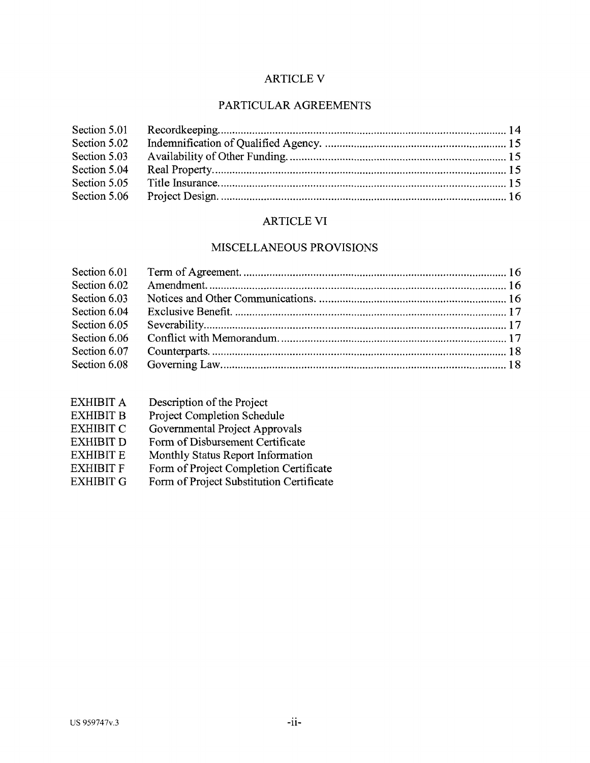## ARTICLE V

## PARTICULAR AGREEMENTS

| | | |
|---|---|---|
| Section 5.01 | Recordkeeping | 14 |
| Section 5.02 | Indemnification of Qualified Agency. | 15 |
| Section 5.03 | Availability of Other Funding. | 15 |
| Section 5.04 | Real Property | 15 |
| Section 5.05 | Title Insurance | 15 |
| Section 5.06 | Project Design. | 16 |

## ARTICLE VI

## MISCELLANEOUS PROVISIONS

| | | |
|---|---|---|
| Section 6.01 | Term of Agreement. | 16 |
| Section 6.02 | Amendment. | 16 |
| Section 6.03 | Notices and Other Communications. | 16 |
| Section 6.04 | Exclusive Benefit. | 17 |
| Section 6.05 | Severability | 17 |
| Section 6.06 | Conflict with Memorandum. | 17 |
| Section 6.07 | Counterparts. | 18 |
| Section 6.08 | Governing Law | 18 |

| | |
|---|---|
| EXHIBIT A | Description of the Project |
| EXHIBIT B | Project Completion Schedule |
| EXHIBIT C | Governmental Project Approvals |
| EXHIBIT D | Form of Disbursement Certificate |
| EXHIBIT E | Monthly Status Report Information |
| EXHIBIT F | Form of Project Completion Certificate |
| EXHIBIT G | Form of Project Substitution Certificate |

US 959747v.3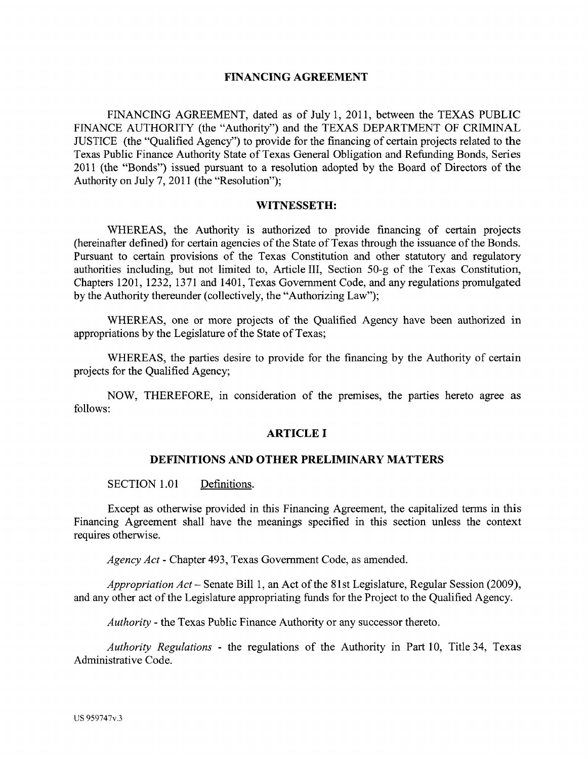# FINANCING AGREEMENT

FINANCING AGREEMENT, dated as of July 1, 2011, between the TEXAS PUBLIC FINANCE AUTHORITY (the "Authority") and the TEXAS DEPARTMENT OF CRIMINAL JUSTICE (the "Qualified Agency") to provide for the financing of certain projects related to the Texas Public Finance Authority State of Texas General Obligation and Refunding Bonds, Series 2011 (the "Bonds") issued pursuant to a resolution adopted by the Board of Directors of the Authority on July 7, 2011 (the "Resolution");

## WITNESSETH:

WHEREAS, the Authority is authorized to provide financing of certain projects (hereinafter defined) for certain agencies of the State of Texas through the issuance of the Bonds. Pursuant to certain provisions of the Texas Constitution and other statutory and regulatory authorities including, but not limited to, Article III, Section 50-g of the Texas Constitution, Chapters 1201, 1232, 1371 and 1401, Texas Government Code, and any regulations promulgated by the Authority thereunder (collectively, the "Authorizing Law");

WHEREAS, one or more projects of the Qualified Agency have been authorized in appropriations by the Legislature of the State of Texas;

WHEREAS, the parties desire to provide for the financing by the Authority of certain projects for the Qualified Agency;

NOW, THEREFORE, in consideration of the premises, the parties hereto agree as follows:

## ARTICLE I

## DEFINITIONS AND OTHER PRELIMINARY MATTERS

SECTION 1.01 Definitions.

Except as otherwise provided in this Financing Agreement, the capitalized terms in this Financing Agreement shall have the meanings specified in this section unless the context requires otherwise.

*Agency Act* - Chapter 493, Texas Government Code, as amended.

*Appropriation Act* – Senate Bill 1, an Act of the 81st Legislature, Regular Session (2009), and any other act of the Legislature appropriating funds for the Project to the Qualified Agency.

*Authority* - the Texas Public Finance Authority or any successor thereto.

*Authority Regulations* - the regulations of the Authority in Part 10, Title 34, Texas Administrative Code.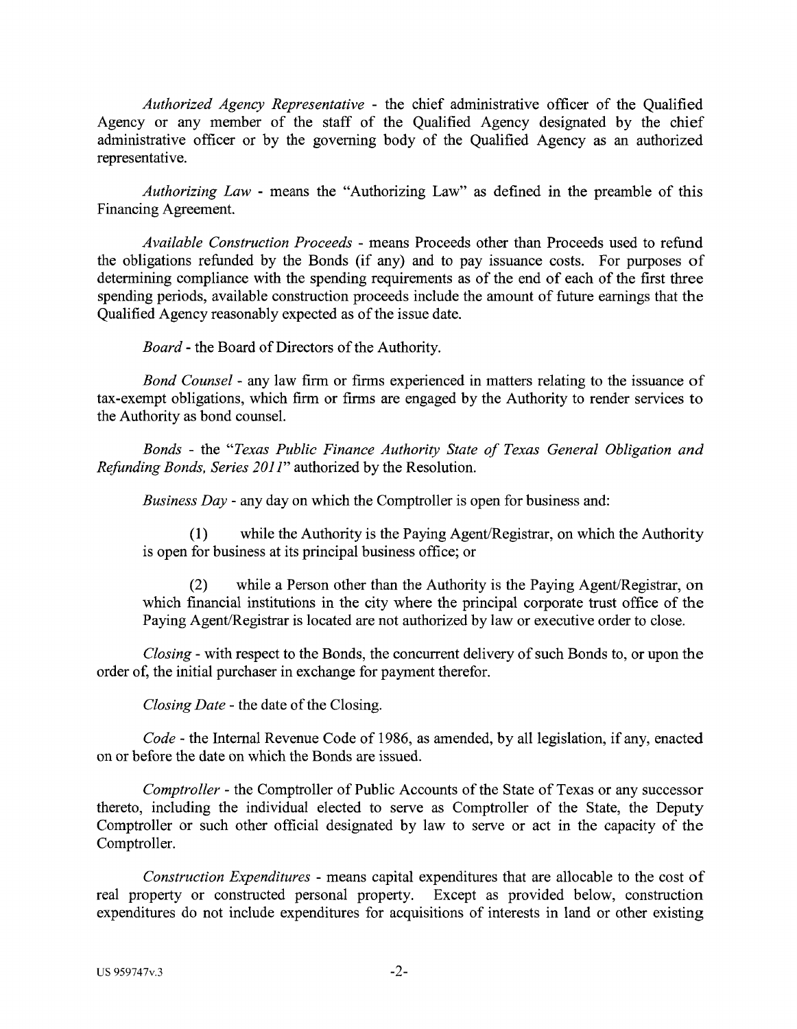*Authorized Agency Representative* - the chief administrative officer of the Qualified Agency or any member of the staff of the Qualified Agency designated by the chief administrative officer or by the governing body of the Qualified Agency as an authorized representative.

*Authorizing Law* - means the "Authorizing Law" as defined in the preamble of this Financing Agreement.

*Available Construction Proceeds* - means Proceeds other than Proceeds used to refund the obligations refunded by the Bonds (if any) and to pay issuance costs. For purposes of determining compliance with the spending requirements as of the end of each of the first three spending periods, available construction proceeds include the amount of future earnings that the Qualified Agency reasonably expected as of the issue date.

*Board* - the Board of Directors of the Authority.

*Bond Counsel* - any law firm or firms experienced in matters relating to the issuance of tax-exempt obligations, which firm or firms are engaged by the Authority to render services to the Authority as bond counsel.

*Bonds* - the "*Texas Public Finance Authority State of Texas General Obligation and Refunding Bonds, Series 2011*" authorized by the Resolution.

*Business Day* - any day on which the Comptroller is open for business and:

(1) while the Authority is the Paying Agent/Registrar, on which the Authority is open for business at its principal business office; or

(2) while a Person other than the Authority is the Paying Agent/Registrar, on which financial institutions in the city where the principal corporate trust office of the Paying Agent/Registrar is located are not authorized by law or executive order to close.

*Closing* - with respect to the Bonds, the concurrent delivery of such Bonds to, or upon the order of, the initial purchaser in exchange for payment therefor.

*Closing Date* - the date of the Closing.

*Code* - the Internal Revenue Code of 1986, as amended, by all legislation, if any, enacted on or before the date on which the Bonds are issued.

*Comptroller* - the Comptroller of Public Accounts of the State of Texas or any successor thereto, including the individual elected to serve as Comptroller of the State, the Deputy Comptroller or such other official designated by law to serve or act in the capacity of the Comptroller.

*Construction Expenditures* - means capital expenditures that are allocable to the cost of real property or constructed personal property. Except as provided below, construction expenditures do not include expenditures for acquisitions of interests in land or other existing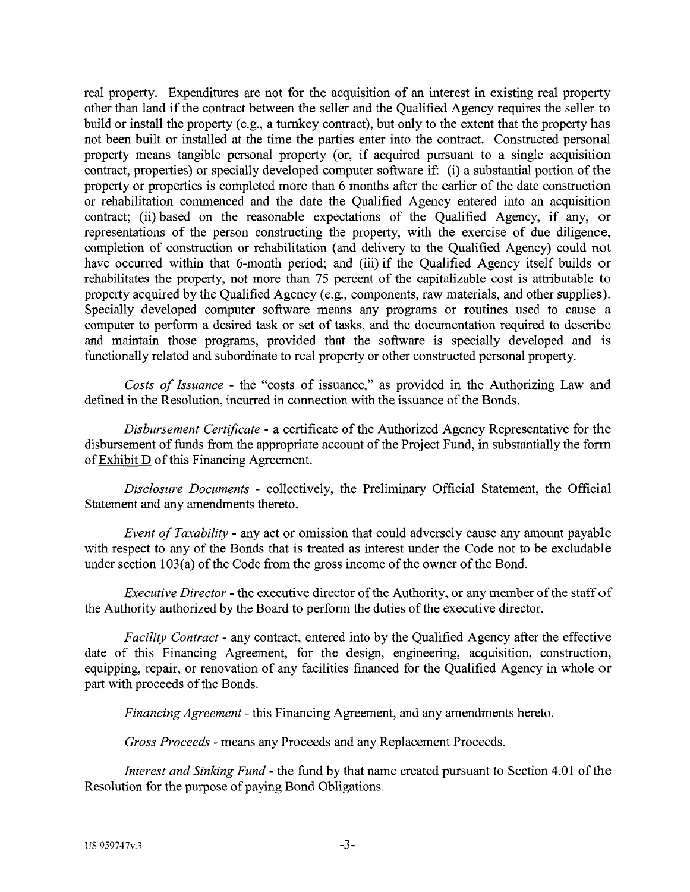real property. Expenditures are not for the acquisition of an interest in existing real property other than land if the contract between the seller and the Qualified Agency requires the seller to build or install the property (e.g., a turnkey contract), but only to the extent that the property has not been built or installed at the time the parties enter into the contract. Constructed personal property means tangible personal property (or, if acquired pursuant to a single acquisition contract, properties) or specially developed computer software if: (i) a substantial portion of the property or properties is completed more than 6 months after the earlier of the date construction or rehabilitation commenced and the date the Qualified Agency entered into an acquisition contract; (ii) based on the reasonable expectations of the Qualified Agency, if any, or representations of the person constructing the property, with the exercise of due diligence, completion of construction or rehabilitation (and delivery to the Qualified Agency) could not have occurred within that 6-month period; and (iii) if the Qualified Agency itself builds or rehabilitates the property, not more than 75 percent of the capitalizable cost is attributable to property acquired by the Qualified Agency (e.g., components, raw materials, and other supplies). Specially developed computer software means any programs or routines used to cause a computer to perform a desired task or set of tasks, and the documentation required to describe and maintain those programs, provided that the software is specially developed and is functionally related and subordinate to real property or other constructed personal property.

*Costs of Issuance* - the "costs of issuance," as provided in the Authorizing Law and defined in the Resolution, incurred in connection with the issuance of the Bonds.

*Disbursement Certificate* - a certificate of the Authorized Agency Representative for the disbursement of funds from the appropriate account of the Project Fund, in substantially the form of Exhibit D of this Financing Agreement.

*Disclosure Documents* - collectively, the Preliminary Official Statement, the Official Statement and any amendments thereto.

*Event of Taxability* - any act or omission that could adversely cause any amount payable with respect to any of the Bonds that is treated as interest under the Code not to be excludable under section 103(a) of the Code from the gross income of the owner of the Bond.

*Executive Director* - the executive director of the Authority, or any member of the staff of the Authority authorized by the Board to perform the duties of the executive director.

*Facility Contract* - any contract, entered into by the Qualified Agency after the effective date of this Financing Agreement, for the design, engineering, acquisition, construction, equipping, repair, or renovation of any facilities financed for the Qualified Agency in whole or part with proceeds of the Bonds.

*Financing Agreement* - this Financing Agreement, and any amendments hereto.

*Gross Proceeds* - means any Proceeds and any Replacement Proceeds.

*Interest and Sinking Fund* - the fund by that name created pursuant to Section 4.01 of the Resolution for the purpose of paying Bond Obligations.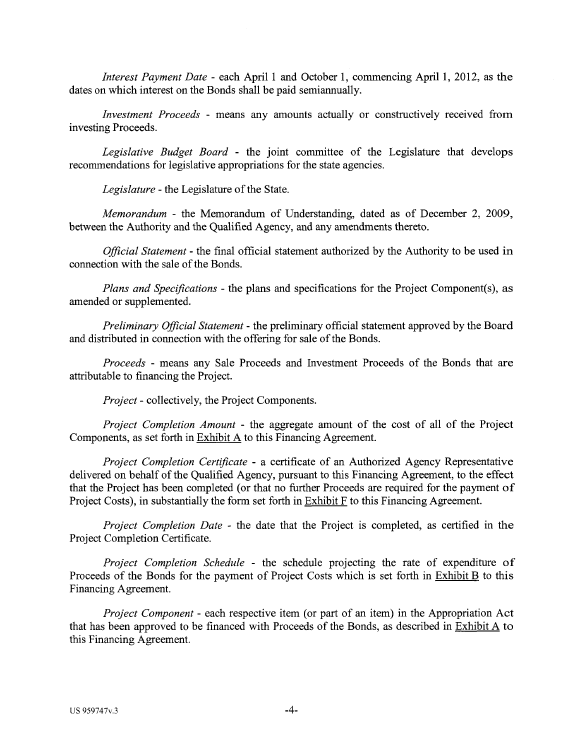*Interest Payment Date* - each April 1 and October 1, commencing April 1, 2012, as the dates on which interest on the Bonds shall be paid semiannually.

*Investment Proceeds* - means any amounts actually or constructively received from investing Proceeds.

*Legislative Budget Board* - the joint committee of the Legislature that develops recommendations for legislative appropriations for the state agencies.

*Legislature* - the Legislature of the State.

*Memorandum* - the Memorandum of Understanding, dated as of December 2, 2009, between the Authority and the Qualified Agency, and any amendments thereto.

*Official Statement* - the final official statement authorized by the Authority to be used in connection with the sale of the Bonds.

*Plans and Specifications* - the plans and specifications for the Project Component(s), as amended or supplemented.

*Preliminary Official Statement* - the preliminary official statement approved by the Board and distributed in connection with the offering for sale of the Bonds.

*Proceeds* - means any Sale Proceeds and Investment Proceeds of the Bonds that are attributable to financing the Project.

*Project* - collectively, the Project Components.

*Project Completion Amount* - the aggregate amount of the cost of all of the Project Components, as set forth in Exhibit A to this Financing Agreement.

*Project Completion Certificate* - a certificate of an Authorized Agency Representative delivered on behalf of the Qualified Agency, pursuant to this Financing Agreement, to the effect that the Project has been completed (or that no further Proceeds are required for the payment of Project Costs), in substantially the form set forth in Exhibit F to this Financing Agreement.

*Project Completion Date* - the date that the Project is completed, as certified in the Project Completion Certificate.

*Project Completion Schedule* - the schedule projecting the rate of expenditure of Proceeds of the Bonds for the payment of Project Costs which is set forth in Exhibit B to this Financing Agreement.

*Project Component* - each respective item (or part of an item) in the Appropriation Act that has been approved to be financed with Proceeds of the Bonds, as described in Exhibit A to this Financing Agreement.

US 959747v.3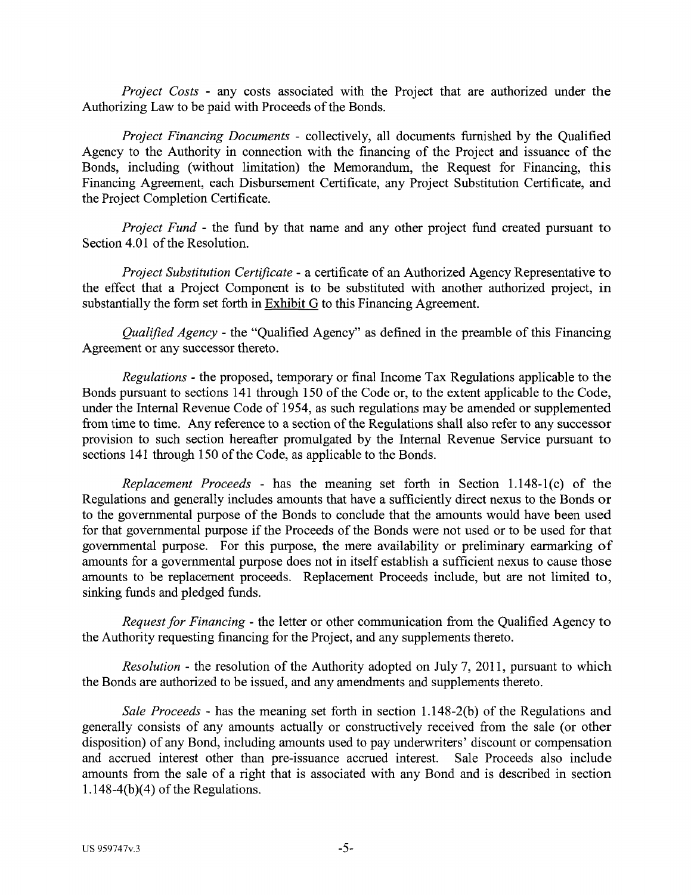*Project Costs* - any costs associated with the Project that are authorized under the Authorizing Law to be paid with Proceeds of the Bonds.

*Project Financing Documents* - collectively, all documents furnished by the Qualified Agency to the Authority in connection with the financing of the Project and issuance of the Bonds, including (without limitation) the Memorandum, the Request for Financing, this Financing Agreement, each Disbursement Certificate, any Project Substitution Certificate, and the Project Completion Certificate.

*Project Fund* - the fund by that name and any other project fund created pursuant to Section 4.01 of the Resolution.

*Project Substitution Certificate* - a certificate of an Authorized Agency Representative to the effect that a Project Component is to be substituted with another authorized project, in substantially the form set forth in Exhibit G to this Financing Agreement.

*Qualified Agency* - the "Qualified Agency" as defined in the preamble of this Financing Agreement or any successor thereto.

*Regulations* - the proposed, temporary or final Income Tax Regulations applicable to the Bonds pursuant to sections 141 through 150 of the Code or, to the extent applicable to the Code, under the Internal Revenue Code of 1954, as such regulations may be amended or supplemented from time to time. Any reference to a section of the Regulations shall also refer to any successor provision to such section hereafter promulgated by the Internal Revenue Service pursuant to sections 141 through 150 of the Code, as applicable to the Bonds.

*Replacement Proceeds* - has the meaning set forth in Section 1.148-1(c) of the Regulations and generally includes amounts that have a sufficiently direct nexus to the Bonds or to the governmental purpose of the Bonds to conclude that the amounts would have been used for that governmental purpose if the Proceeds of the Bonds were not used or to be used for that governmental purpose. For this purpose, the mere availability or preliminary earmarking of amounts for a governmental purpose does not in itself establish a sufficient nexus to cause those amounts to be replacement proceeds. Replacement Proceeds include, but are not limited to, sinking funds and pledged funds.

*Request for Financing* - the letter or other communication from the Qualified Agency to the Authority requesting financing for the Project, and any supplements thereto.

*Resolution* - the resolution of the Authority adopted on July 7, 2011, pursuant to which the Bonds are authorized to be issued, and any amendments and supplements thereto.

*Sale Proceeds* - has the meaning set forth in section 1.148-2(b) of the Regulations and generally consists of any amounts actually or constructively received from the sale (or other disposition) of any Bond, including amounts used to pay underwriters' discount or compensation and accrued interest other than pre-issuance accrued interest. Sale Proceeds also include amounts from the sale of a right that is associated with any Bond and is described in section 1.148-4(b)(4) of the Regulations.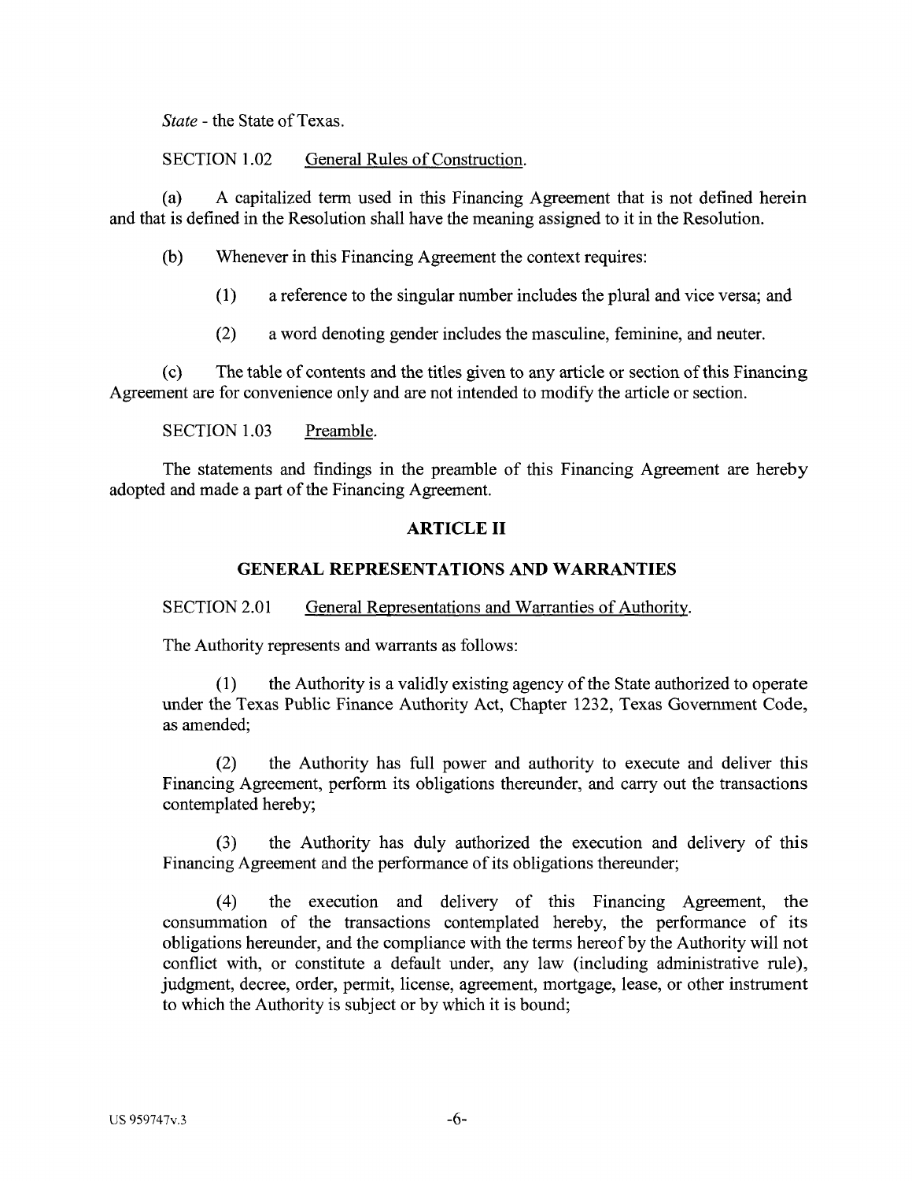*State* - the State of Texas.

SECTION 1.02 General Rules of Construction.

(a) A capitalized term used in this Financing Agreement that is not defined herein and that is defined in the Resolution shall have the meaning assigned to it in the Resolution.

(b) Whenever in this Financing Agreement the context requires:

(1) a reference to the singular number includes the plural and vice versa; and

(2) a word denoting gender includes the masculine, feminine, and neuter.

(c) The table of contents and the titles given to any article or section of this Financing Agreement are for convenience only and are not intended to modify the article or section.

SECTION 1.03 Preamble.

The statements and findings in the preamble of this Financing Agreement are hereby adopted and made a part of the Financing Agreement.

## ARTICLE II

## GENERAL REPRESENTATIONS AND WARRANTIES

SECTION 2.01 General Representations and Warranties of Authority.

The Authority represents and warrants as follows:

(1) the Authority is a validly existing agency of the State authorized to operate under the Texas Public Finance Authority Act, Chapter 1232, Texas Government Code, as amended;

(2) the Authority has full power and authority to execute and deliver this Financing Agreement, perform its obligations thereunder, and carry out the transactions contemplated hereby;

(3) the Authority has duly authorized the execution and delivery of this Financing Agreement and the performance of its obligations thereunder;

(4) the execution and delivery of this Financing Agreement, the consummation of the transactions contemplated hereby, the performance of its obligations hereunder, and the compliance with the terms hereof by the Authority will not conflict with, or constitute a default under, any law (including administrative rule), judgment, decree, order, permit, license, agreement, mortgage, lease, or other instrument to which the Authority is subject or by which it is bound;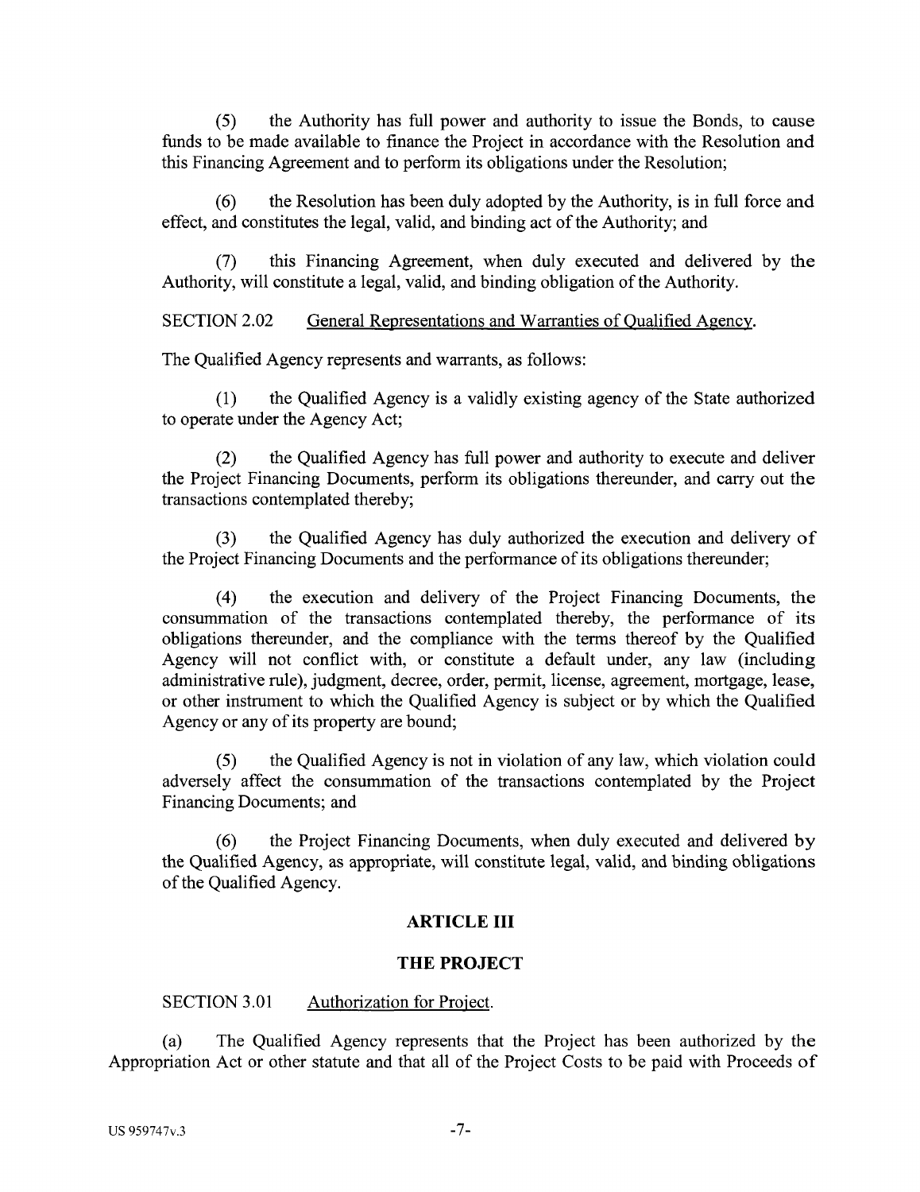(5) the Authority has full power and authority to issue the Bonds, to cause funds to be made available to finance the Project in accordance with the Resolution and this Financing Agreement and to perform its obligations under the Resolution;

(6) the Resolution has been duly adopted by the Authority, is in full force and effect, and constitutes the legal, valid, and binding act of the Authority; and

(7) this Financing Agreement, when duly executed and delivered by the Authority, will constitute a legal, valid, and binding obligation of the Authority.

SECTION 2.02 General Representations and Warranties of Qualified Agency.

The Qualified Agency represents and warrants, as follows:

(1) the Qualified Agency is a validly existing agency of the State authorized to operate under the Agency Act;

(2) the Qualified Agency has full power and authority to execute and deliver the Project Financing Documents, perform its obligations thereunder, and carry out the transactions contemplated thereby;

(3) the Qualified Agency has duly authorized the execution and delivery of the Project Financing Documents and the performance of its obligations thereunder;

(4) the execution and delivery of the Project Financing Documents, the consummation of the transactions contemplated thereby, the performance of its obligations thereunder, and the compliance with the terms thereof by the Qualified Agency will not conflict with, or constitute a default under, any law (including administrative rule), judgment, decree, order, permit, license, agreement, mortgage, lease, or other instrument to which the Qualified Agency is subject or by which the Qualified Agency or any of its property are bound;

(5) the Qualified Agency is not in violation of any law, which violation could adversely affect the consummation of the transactions contemplated by the Project Financing Documents; and

(6) the Project Financing Documents, when duly executed and delivered by the Qualified Agency, as appropriate, will constitute legal, valid, and binding obligations of the Qualified Agency.

## ARTICLE III

## THE PROJECT

SECTION 3.01 Authorization for Project.

(a) The Qualified Agency represents that the Project has been authorized by the Appropriation Act or other statute and that all of the Project Costs to be paid with Proceeds of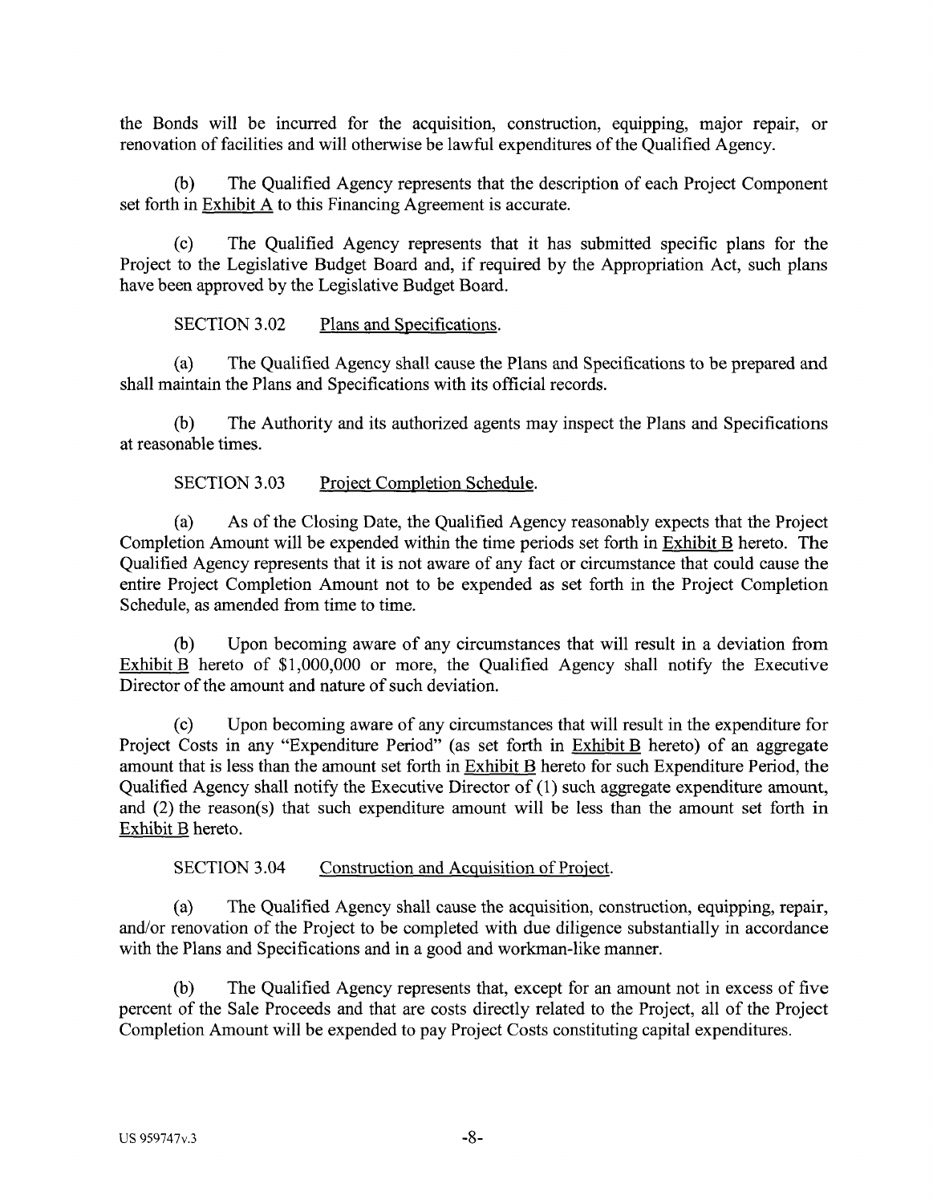the Bonds will be incurred for the acquisition, construction, equipping, major repair, or renovation of facilities and will otherwise be lawful expenditures of the Qualified Agency.

(b) The Qualified Agency represents that the description of each Project Component set forth in Exhibit A to this Financing Agreement is accurate.

(c) The Qualified Agency represents that it has submitted specific plans for the Project to the Legislative Budget Board and, if required by the Appropriation Act, such plans have been approved by the Legislative Budget Board.

SECTION 3.02 Plans and Specifications.

(a) The Qualified Agency shall cause the Plans and Specifications to be prepared and shall maintain the Plans and Specifications with its official records.

(b) The Authority and its authorized agents may inspect the Plans and Specifications at reasonable times.

SECTION 3.03 Project Completion Schedule.

(a) As of the Closing Date, the Qualified Agency reasonably expects that the Project Completion Amount will be expended within the time periods set forth in Exhibit B hereto. The Qualified Agency represents that it is not aware of any fact or circumstance that could cause the entire Project Completion Amount not to be expended as set forth in the Project Completion Schedule, as amended from time to time.

(b) Upon becoming aware of any circumstances that will result in a deviation from Exhibit B hereto of $1,000,000 or more, the Qualified Agency shall notify the Executive Director of the amount and nature of such deviation.

(c) Upon becoming aware of any circumstances that will result in the expenditure for Project Costs in any "Expenditure Period" (as set forth in Exhibit B hereto) of an aggregate amount that is less than the amount set forth in Exhibit B hereto for such Expenditure Period, the Qualified Agency shall notify the Executive Director of (1) such aggregate expenditure amount, and (2) the reason(s) that such expenditure amount will be less than the amount set forth in Exhibit B hereto.

SECTION 3.04 Construction and Acquisition of Project.

(a) The Qualified Agency shall cause the acquisition, construction, equipping, repair, and/or renovation of the Project to be completed with due diligence substantially in accordance with the Plans and Specifications and in a good and workman-like manner.

(b) The Qualified Agency represents that, except for an amount not in excess of five percent of the Sale Proceeds and that are costs directly related to the Project, all of the Project Completion Amount will be expended to pay Project Costs constituting capital expenditures.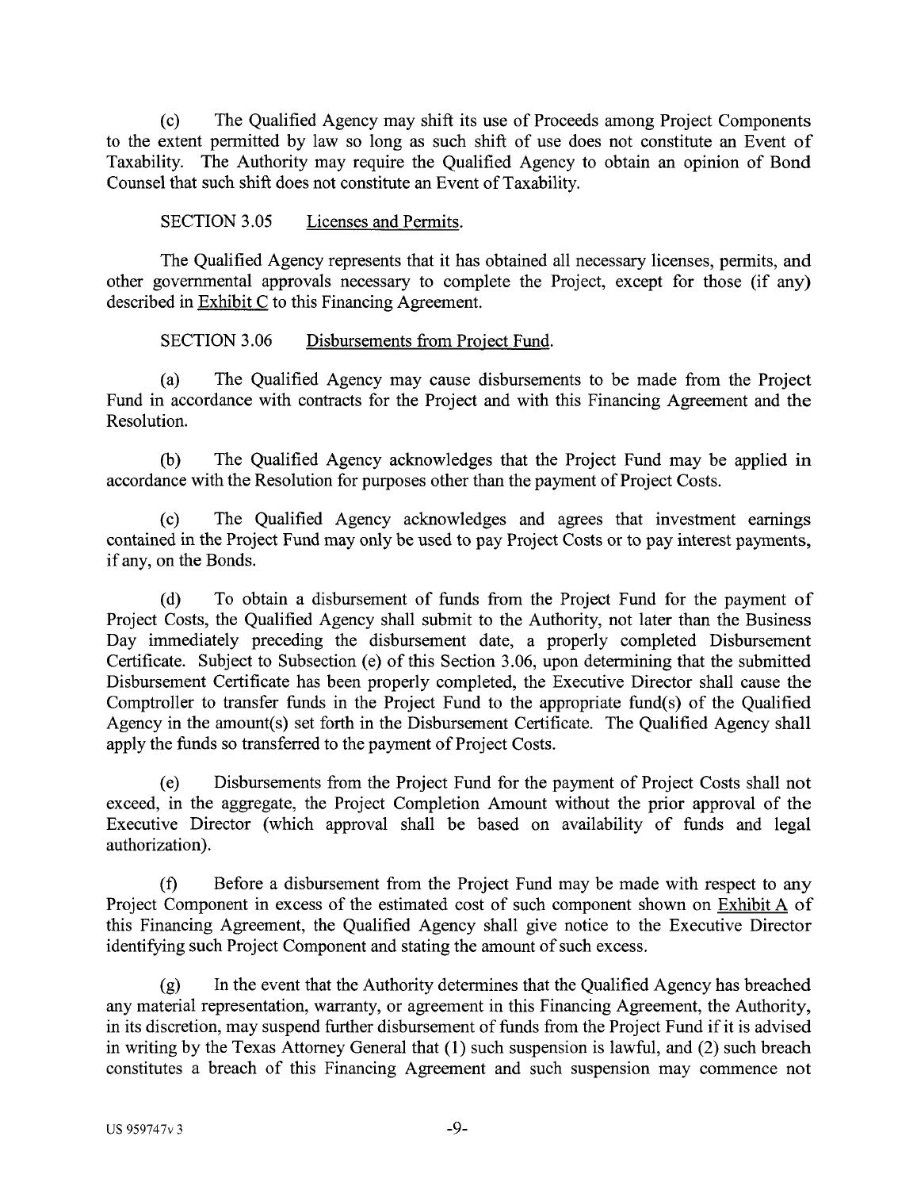(c) The Qualified Agency may shift its use of Proceeds among Project Components to the extent permitted by law so long as such shift of use does not constitute an Event of Taxability. The Authority may require the Qualified Agency to obtain an opinion of Bond Counsel that such shift does not constitute an Event of Taxability.

SECTION 3.05 Licenses and Permits.

The Qualified Agency represents that it has obtained all necessary licenses, permits, and other governmental approvals necessary to complete the Project, except for those (if any) described in Exhibit C to this Financing Agreement.

SECTION 3.06 Disbursements from Project Fund.

(a) The Qualified Agency may cause disbursements to be made from the Project Fund in accordance with contracts for the Project and with this Financing Agreement and the Resolution.

(b) The Qualified Agency acknowledges that the Project Fund may be applied in accordance with the Resolution for purposes other than the payment of Project Costs.

(c) The Qualified Agency acknowledges and agrees that investment earnings contained in the Project Fund may only be used to pay Project Costs or to pay interest payments, if any, on the Bonds.

(d) To obtain a disbursement of funds from the Project Fund for the payment of Project Costs, the Qualified Agency shall submit to the Authority, not later than the Business Day immediately preceding the disbursement date, a properly completed Disbursement Certificate. Subject to Subsection (e) of this Section 3.06, upon determining that the submitted Disbursement Certificate has been properly completed, the Executive Director shall cause the Comptroller to transfer funds in the Project Fund to the appropriate fund(s) of the Qualified Agency in the amount(s) set forth in the Disbursement Certificate. The Qualified Agency shall apply the funds so transferred to the payment of Project Costs.

(e) Disbursements from the Project Fund for the payment of Project Costs shall not exceed, in the aggregate, the Project Completion Amount without the prior approval of the Executive Director (which approval shall be based on availability of funds and legal authorization).

(f) Before a disbursement from the Project Fund may be made with respect to any Project Component in excess of the estimated cost of such component shown on Exhibit A of this Financing Agreement, the Qualified Agency shall give notice to the Executive Director identifying such Project Component and stating the amount of such excess.

(g) In the event that the Authority determines that the Qualified Agency has breached any material representation, warranty, or agreement in this Financing Agreement, the Authority, in its discretion, may suspend further disbursement of funds from the Project Fund if it is advised in writing by the Texas Attorney General that (1) such suspension is lawful, and (2) such breach constitutes a breach of this Financing Agreement and such suspension may commence not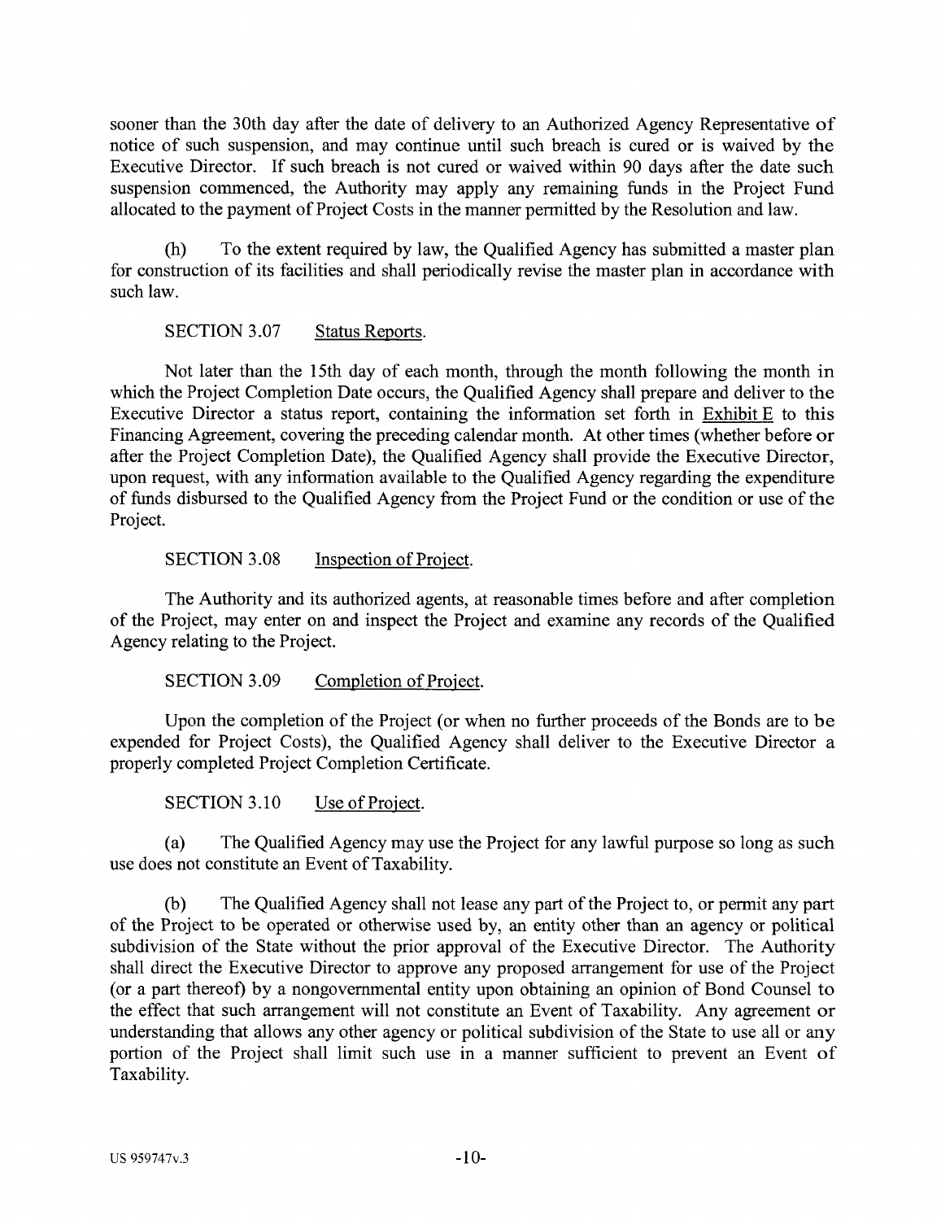sooner than the 30th day after the date of delivery to an Authorized Agency Representative of notice of such suspension, and may continue until such breach is cured or is waived by the Executive Director. If such breach is not cured or waived within 90 days after the date such suspension commenced, the Authority may apply any remaining funds in the Project Fund allocated to the payment of Project Costs in the manner permitted by the Resolution and law.

(h) To the extent required by law, the Qualified Agency has submitted a master plan for construction of its facilities and shall periodically revise the master plan in accordance with such law.

SECTION 3.07 Status Reports.

Not later than the 15th day of each month, through the month following the month in which the Project Completion Date occurs, the Qualified Agency shall prepare and deliver to the Executive Director a status report, containing the information set forth in Exhibit E to this Financing Agreement, covering the preceding calendar month. At other times (whether before or after the Project Completion Date), the Qualified Agency shall provide the Executive Director, upon request, with any information available to the Qualified Agency regarding the expenditure of funds disbursed to the Qualified Agency from the Project Fund or the condition or use of the Project.

SECTION 3.08 Inspection of Project.

The Authority and its authorized agents, at reasonable times before and after completion of the Project, may enter on and inspect the Project and examine any records of the Qualified Agency relating to the Project.

SECTION 3.09 Completion of Project.

Upon the completion of the Project (or when no further proceeds of the Bonds are to be expended for Project Costs), the Qualified Agency shall deliver to the Executive Director a properly completed Project Completion Certificate.

SECTION 3.10 Use of Project.

(a) The Qualified Agency may use the Project for any lawful purpose so long as such use does not constitute an Event of Taxability.

(b) The Qualified Agency shall not lease any part of the Project to, or permit any part of the Project to be operated or otherwise used by, an entity other than an agency or political subdivision of the State without the prior approval of the Executive Director. The Authority shall direct the Executive Director to approve any proposed arrangement for use of the Project (or a part thereof) by a nongovernmental entity upon obtaining an opinion of Bond Counsel to the effect that such arrangement will not constitute an Event of Taxability. Any agreement or understanding that allows any other agency or political subdivision of the State to use all or any portion of the Project shall limit such use in a manner sufficient to prevent an Event of Taxability.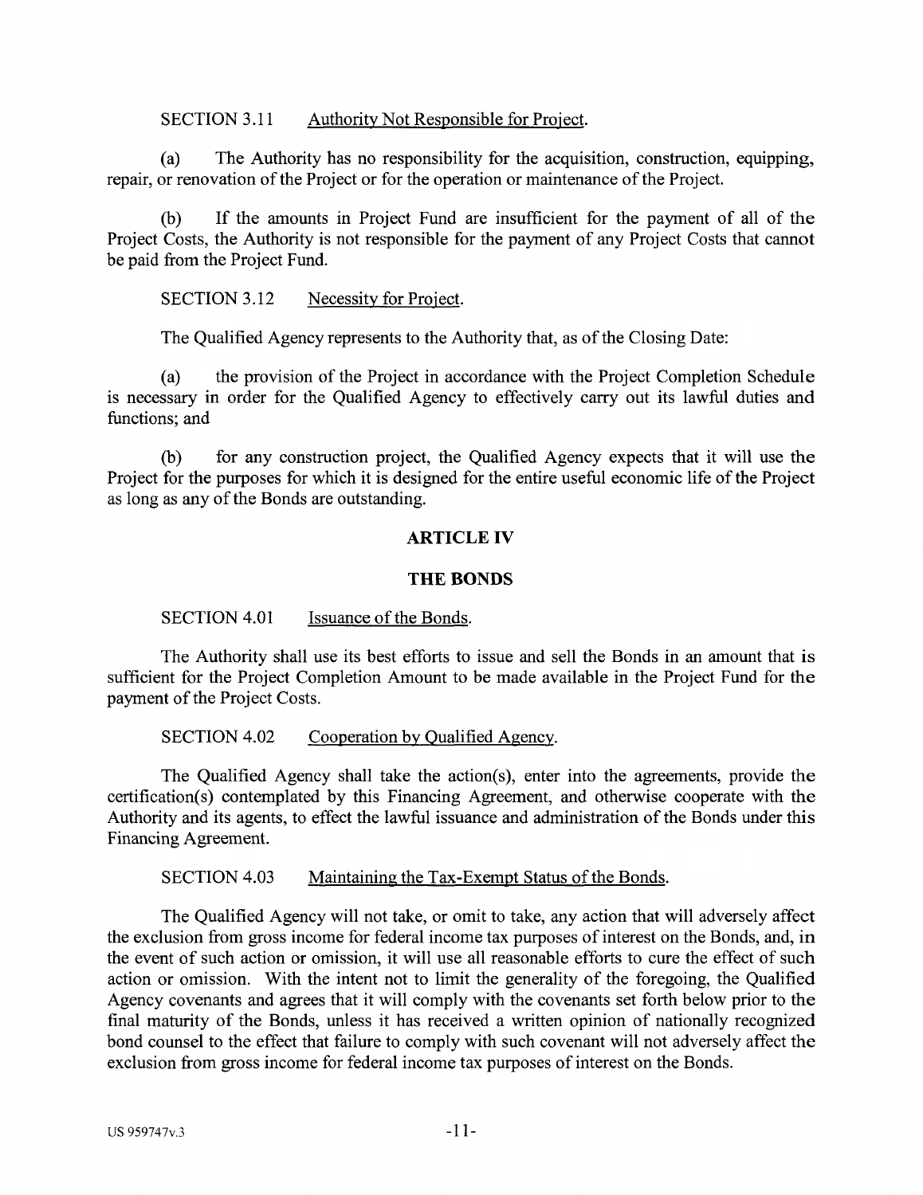SECTION 3.11 Authority Not Responsible for Project.

(a) The Authority has no responsibility for the acquisition, construction, equipping, repair, or renovation of the Project or for the operation or maintenance of the Project.

(b) If the amounts in Project Fund are insufficient for the payment of all of the Project Costs, the Authority is not responsible for the payment of any Project Costs that cannot be paid from the Project Fund.

SECTION 3.12 Necessity for Project.

The Qualified Agency represents to the Authority that, as of the Closing Date:

(a) the provision of the Project in accordance with the Project Completion Schedule is necessary in order for the Qualified Agency to effectively carry out its lawful duties and functions; and

(b) for any construction project, the Qualified Agency expects that it will use the Project for the purposes for which it is designed for the entire useful economic life of the Project as long as any of the Bonds are outstanding.

## ARTICLE IV

## THE BONDS

SECTION 4.01 Issuance of the Bonds.

The Authority shall use its best efforts to issue and sell the Bonds in an amount that is sufficient for the Project Completion Amount to be made available in the Project Fund for the payment of the Project Costs.

SECTION 4.02 Cooperation by Qualified Agency.

The Qualified Agency shall take the action(s), enter into the agreements, provide the certification(s) contemplated by this Financing Agreement, and otherwise cooperate with the Authority and its agents, to effect the lawful issuance and administration of the Bonds under this Financing Agreement.

SECTION 4.03 Maintaining the Tax-Exempt Status of the Bonds.

The Qualified Agency will not take, or omit to take, any action that will adversely affect the exclusion from gross income for federal income tax purposes of interest on the Bonds, and, in the event of such action or omission, it will use all reasonable efforts to cure the effect of such action or omission. With the intent not to limit the generality of the foregoing, the Qualified Agency covenants and agrees that it will comply with the covenants set forth below prior to the final maturity of the Bonds, unless it has received a written opinion of nationally recognized bond counsel to the effect that failure to comply with such covenant will not adversely affect the exclusion from gross income for federal income tax purposes of interest on the Bonds.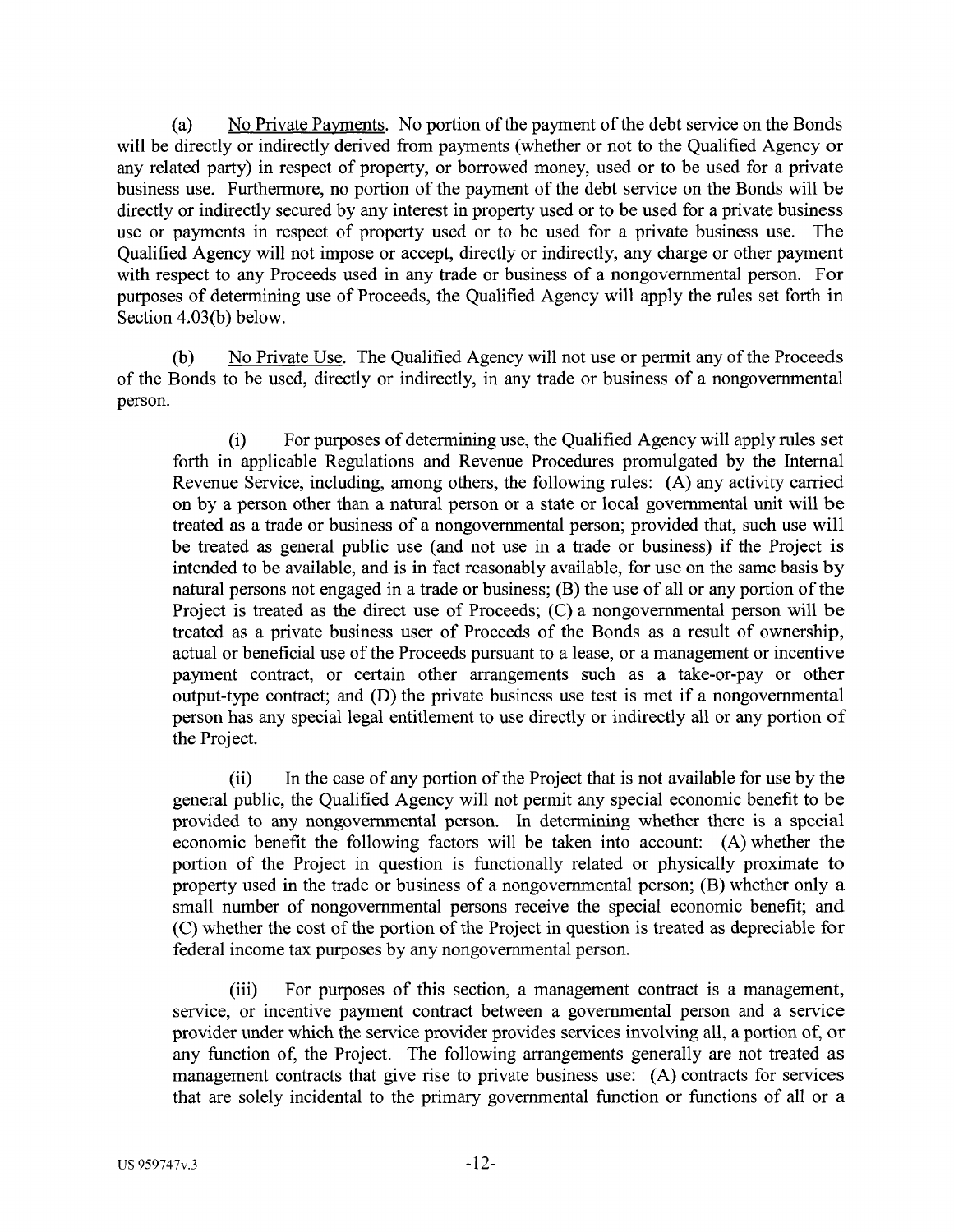(a) No Private Payments. No portion of the payment of the debt service on the Bonds will be directly or indirectly derived from payments (whether or not to the Qualified Agency or any related party) in respect of property, or borrowed money, used or to be used for a private business use. Furthermore, no portion of the payment of the debt service on the Bonds will be directly or indirectly secured by any interest in property used or to be used for a private business use or payments in respect of property used or to be used for a private business use. The Qualified Agency will not impose or accept, directly or indirectly, any charge or other payment with respect to any Proceeds used in any trade or business of a nongovernmental person. For purposes of determining use of Proceeds, the Qualified Agency will apply the rules set forth in Section 4.03(b) below.

(b) No Private Use. The Qualified Agency will not use or permit any of the Proceeds of the Bonds to be used, directly or indirectly, in any trade or business of a nongovernmental person.

(i) For purposes of determining use, the Qualified Agency will apply rules set forth in applicable Regulations and Revenue Procedures promulgated by the Internal Revenue Service, including, among others, the following rules: (A) any activity carried on by a person other than a natural person or a state or local governmental unit will be treated as a trade or business of a nongovernmental person; provided that, such use will be treated as general public use (and not use in a trade or business) if the Project is intended to be available, and is in fact reasonably available, for use on the same basis by natural persons not engaged in a trade or business; (B) the use of all or any portion of the Project is treated as the direct use of Proceeds; (C) a nongovernmental person will be treated as a private business user of Proceeds of the Bonds as a result of ownership, actual or beneficial use of the Proceeds pursuant to a lease, or a management or incentive payment contract, or certain other arrangements such as a take-or-pay or other output-type contract; and (D) the private business use test is met if a nongovernmental person has any special legal entitlement to use directly or indirectly all or any portion of the Project.

(ii) In the case of any portion of the Project that is not available for use by the general public, the Qualified Agency will not permit any special economic benefit to be provided to any nongovernmental person. In determining whether there is a special economic benefit the following factors will be taken into account: (A) whether the portion of the Project in question is functionally related or physically proximate to property used in the trade or business of a nongovernmental person; (B) whether only a small number of nongovernmental persons receive the special economic benefit; and (C) whether the cost of the portion of the Project in question is treated as depreciable for federal income tax purposes by any nongovernmental person.

(iii) For purposes of this section, a management contract is a management, service, or incentive payment contract between a governmental person and a service provider under which the service provider provides services involving all, a portion of, or any function of, the Project. The following arrangements generally are not treated as management contracts that give rise to private business use: (A) contracts for services that are solely incidental to the primary governmental function or functions of all or a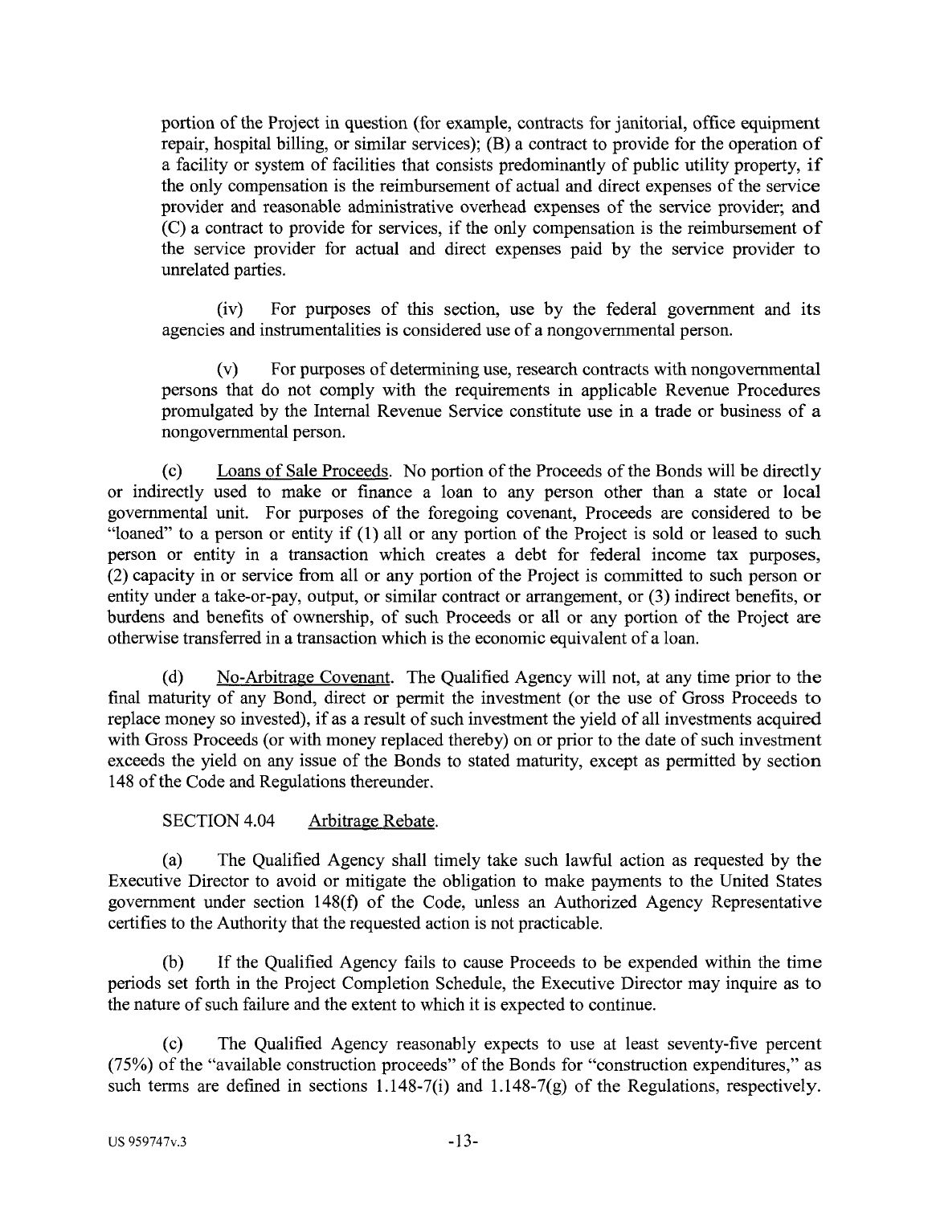portion of the Project in question (for example, contracts for janitorial, office equipment repair, hospital billing, or similar services); (B) a contract to provide for the operation of a facility or system of facilities that consists predominantly of public utility property, if the only compensation is the reimbursement of actual and direct expenses of the service provider and reasonable administrative overhead expenses of the service provider; and (C) a contract to provide for services, if the only compensation is the reimbursement of the service provider for actual and direct expenses paid by the service provider to unrelated parties.

(iv) For purposes of this section, use by the federal government and its agencies and instrumentalities is considered use of a nongovernmental person.

(v) For purposes of determining use, research contracts with nongovernmental persons that do not comply with the requirements in applicable Revenue Procedures promulgated by the Internal Revenue Service constitute use in a trade or business of a nongovernmental person.

(c) Loans of Sale Proceeds. No portion of the Proceeds of the Bonds will be directly or indirectly used to make or finance a loan to any person other than a state or local governmental unit. For purposes of the foregoing covenant, Proceeds are considered to be "loaned" to a person or entity if (1) all or any portion of the Project is sold or leased to such person or entity in a transaction which creates a debt for federal income tax purposes, (2) capacity in or service from all or any portion of the Project is committed to such person or entity under a take-or-pay, output, or similar contract or arrangement, or (3) indirect benefits, or burdens and benefits of ownership, of such Proceeds or all or any portion of the Project are otherwise transferred in a transaction which is the economic equivalent of a loan.

(d) No-Arbitrage Covenant. The Qualified Agency will not, at any time prior to the final maturity of any Bond, direct or permit the investment (or the use of Gross Proceeds to replace money so invested), if as a result of such investment the yield of all investments acquired with Gross Proceeds (or with money replaced thereby) on or prior to the date of such investment exceeds the yield on any issue of the Bonds to stated maturity, except as permitted by section 148 of the Code and Regulations thereunder.

SECTION 4.04 Arbitrage Rebate.

(a) The Qualified Agency shall timely take such lawful action as requested by the Executive Director to avoid or mitigate the obligation to make payments to the United States government under section 148(f) of the Code, unless an Authorized Agency Representative certifies to the Authority that the requested action is not practicable.

(b) If the Qualified Agency fails to cause Proceeds to be expended within the time periods set forth in the Project Completion Schedule, the Executive Director may inquire as to the nature of such failure and the extent to which it is expected to continue.

(c) The Qualified Agency reasonably expects to use at least seventy-five percent (75%) of the "available construction proceeds" of the Bonds for "construction expenditures," as such terms are defined in sections 1.148-7(i) and 1.148-7(g) of the Regulations, respectively.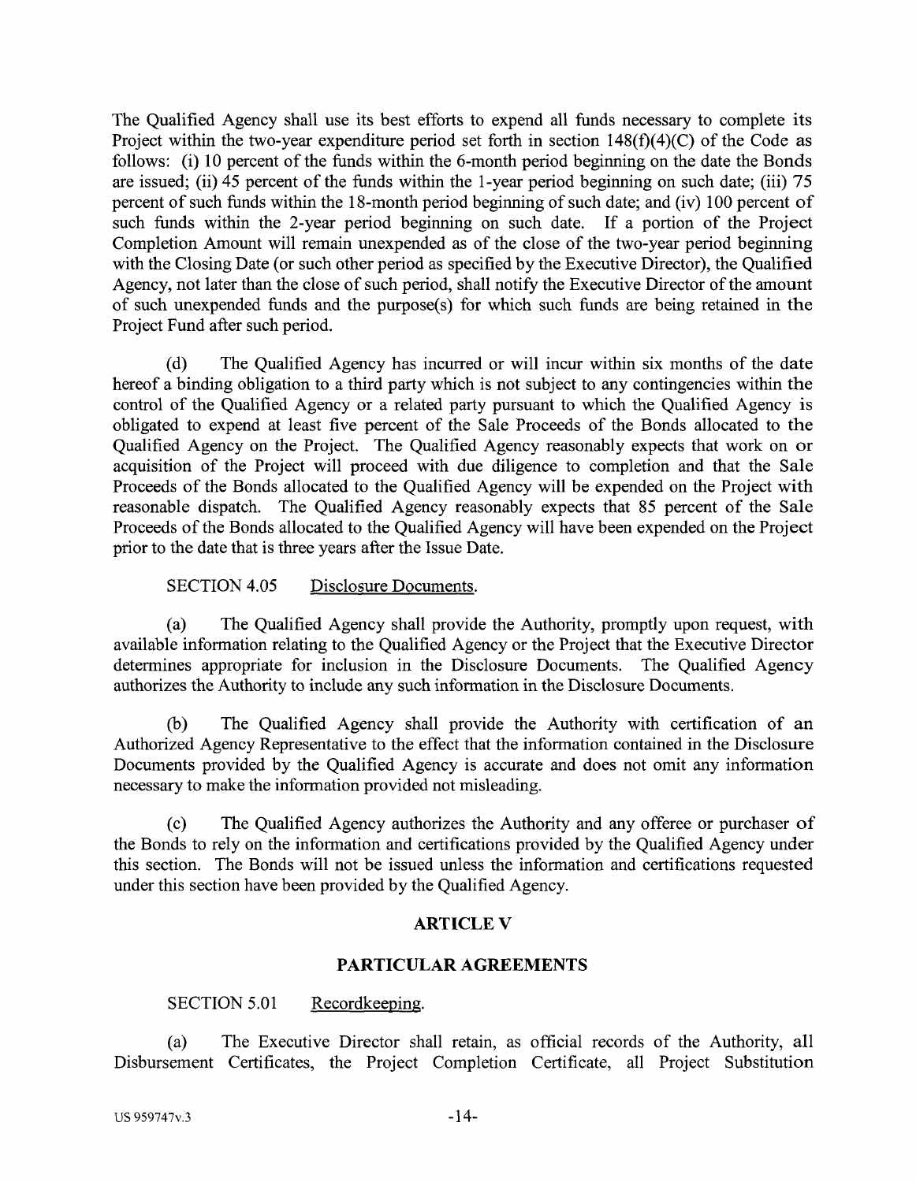The Qualified Agency shall use its best efforts to expend all funds necessary to complete its Project within the two-year expenditure period set forth in section 148(f)(4)(C) of the Code as follows: (i) 10 percent of the funds within the 6-month period beginning on the date the Bonds are issued; (ii) 45 percent of the funds within the 1-year period beginning on such date; (iii) 75 percent of such funds within the 18-month period beginning of such date; and (iv) 100 percent of such funds within the 2-year period beginning on such date. If a portion of the Project Completion Amount will remain unexpended as of the close of the two-year period beginning with the Closing Date (or such other period as specified by the Executive Director), the Qualified Agency, not later than the close of such period, shall notify the Executive Director of the amount of such unexpended funds and the purpose(s) for which such funds are being retained in the Project Fund after such period.

(d) The Qualified Agency has incurred or will incur within six months of the date hereof a binding obligation to a third party which is not subject to any contingencies within the control of the Qualified Agency or a related party pursuant to which the Qualified Agency is obligated to expend at least five percent of the Sale Proceeds of the Bonds allocated to the Qualified Agency on the Project. The Qualified Agency reasonably expects that work on or acquisition of the Project will proceed with due diligence to completion and that the Sale Proceeds of the Bonds allocated to the Qualified Agency will be expended on the Project with reasonable dispatch. The Qualified Agency reasonably expects that 85 percent of the Sale Proceeds of the Bonds allocated to the Qualified Agency will have been expended on the Project prior to the date that is three years after the Issue Date.

SECTION 4.05 Disclosure Documents.

(a) The Qualified Agency shall provide the Authority, promptly upon request, with available information relating to the Qualified Agency or the Project that the Executive Director determines appropriate for inclusion in the Disclosure Documents. The Qualified Agency authorizes the Authority to include any such information in the Disclosure Documents.

(b) The Qualified Agency shall provide the Authority with certification of an Authorized Agency Representative to the effect that the information contained in the Disclosure Documents provided by the Qualified Agency is accurate and does not omit any information necessary to make the information provided not misleading.

(c) The Qualified Agency authorizes the Authority and any offeree or purchaser of the Bonds to rely on the information and certifications provided by the Qualified Agency under this section. The Bonds will not be issued unless the information and certifications requested under this section have been provided by the Qualified Agency.

## ARTICLE V

## PARTICULAR AGREEMENTS

SECTION 5.01 Recordkeeping.

(a) The Executive Director shall retain, as official records of the Authority, all Disbursement Certificates, the Project Completion Certificate, all Project Substitution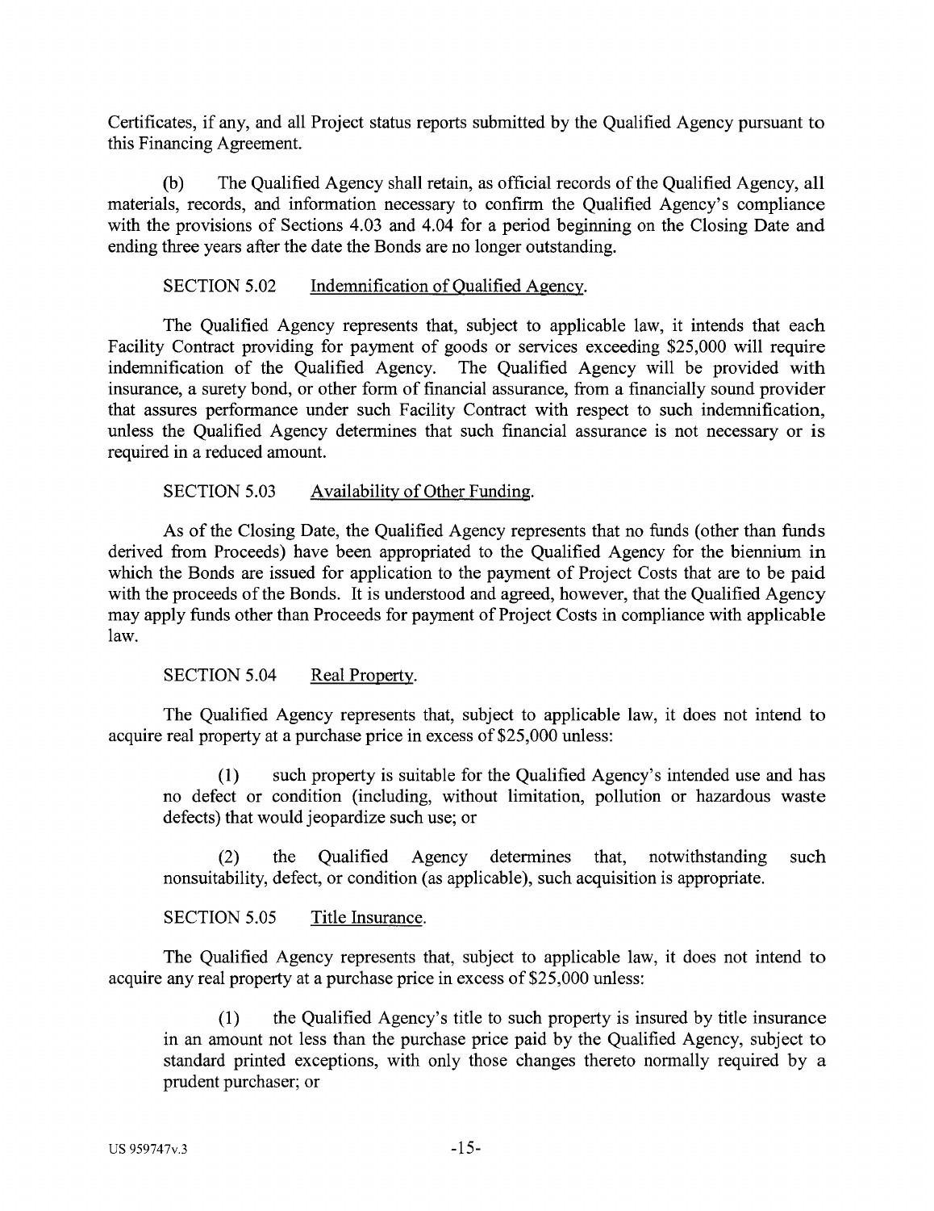Certificates, if any, and all Project status reports submitted by the Qualified Agency pursuant to this Financing Agreement.

(b) The Qualified Agency shall retain, as official records of the Qualified Agency, all materials, records, and information necessary to confirm the Qualified Agency's compliance with the provisions of Sections 4.03 and 4.04 for a period beginning on the Closing Date and ending three years after the date the Bonds are no longer outstanding.

SECTION 5.02 Indemnification of Qualified Agency.

The Qualified Agency represents that, subject to applicable law, it intends that each Facility Contract providing for payment of goods or services exceeding $25,000 will require indemnification of the Qualified Agency. The Qualified Agency will be provided with insurance, a surety bond, or other form of financial assurance, from a financially sound provider that assures performance under such Facility Contract with respect to such indemnification, unless the Qualified Agency determines that such financial assurance is not necessary or is required in a reduced amount.

SECTION 5.03 Availability of Other Funding.

As of the Closing Date, the Qualified Agency represents that no funds (other than funds derived from Proceeds) have been appropriated to the Qualified Agency for the biennium in which the Bonds are issued for application to the payment of Project Costs that are to be paid with the proceeds of the Bonds. It is understood and agreed, however, that the Qualified Agency may apply funds other than Proceeds for payment of Project Costs in compliance with applicable law.

SECTION 5.04 Real Property.

The Qualified Agency represents that, subject to applicable law, it does not intend to acquire real property at a purchase price in excess of $25,000 unless:

> (1) such property is suitable for the Qualified Agency's intended use and has no defect or condition (including, without limitation, pollution or hazardous waste defects) that would jeopardize such use; or
>
> (2) the Qualified Agency determines that, notwithstanding such nonsuitability, defect, or condition (as applicable), such acquisition is appropriate.

SECTION 5.05 Title Insurance.

The Qualified Agency represents that, subject to applicable law, it does not intend to acquire any real property at a purchase price in excess of $25,000 unless:

> (1) the Qualified Agency's title to such property is insured by title insurance in an amount not less than the purchase price paid by the Qualified Agency, subject to standard printed exceptions, with only those changes thereto normally required by a prudent purchaser; or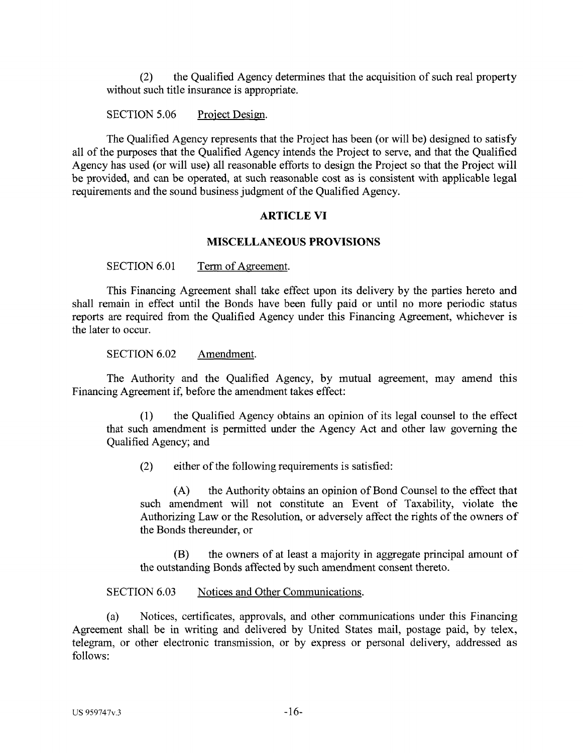(2) the Qualified Agency determines that the acquisition of such real property without such title insurance is appropriate.

SECTION 5.06 Project Design.

The Qualified Agency represents that the Project has been (or will be) designed to satisfy all of the purposes that the Qualified Agency intends the Project to serve, and that the Qualified Agency has used (or will use) all reasonable efforts to design the Project so that the Project will be provided, and can be operated, at such reasonable cost as is consistent with applicable legal requirements and the sound business judgment of the Qualified Agency.

## ARTICLE VI

## MISCELLANEOUS PROVISIONS

SECTION 6.01 Term of Agreement.

This Financing Agreement shall take effect upon its delivery by the parties hereto and shall remain in effect until the Bonds have been fully paid or until no more periodic status reports are required from the Qualified Agency under this Financing Agreement, whichever is the later to occur.

SECTION 6.02 Amendment.

The Authority and the Qualified Agency, by mutual agreement, may amend this Financing Agreement if, before the amendment takes effect:

(1) the Qualified Agency obtains an opinion of its legal counsel to the effect that such amendment is permitted under the Agency Act and other law governing the Qualified Agency; and

(2) either of the following requirements is satisfied:

(A) the Authority obtains an opinion of Bond Counsel to the effect that such amendment will not constitute an Event of Taxability, violate the Authorizing Law or the Resolution, or adversely affect the rights of the owners of the Bonds thereunder, or

(B) the owners of at least a majority in aggregate principal amount of the outstanding Bonds affected by such amendment consent thereto.

SECTION 6.03 Notices and Other Communications.

(a) Notices, certificates, approvals, and other communications under this Financing Agreement shall be in writing and delivered by United States mail, postage paid, by telex, telegram, or other electronic transmission, or by express or personal delivery, addressed as follows: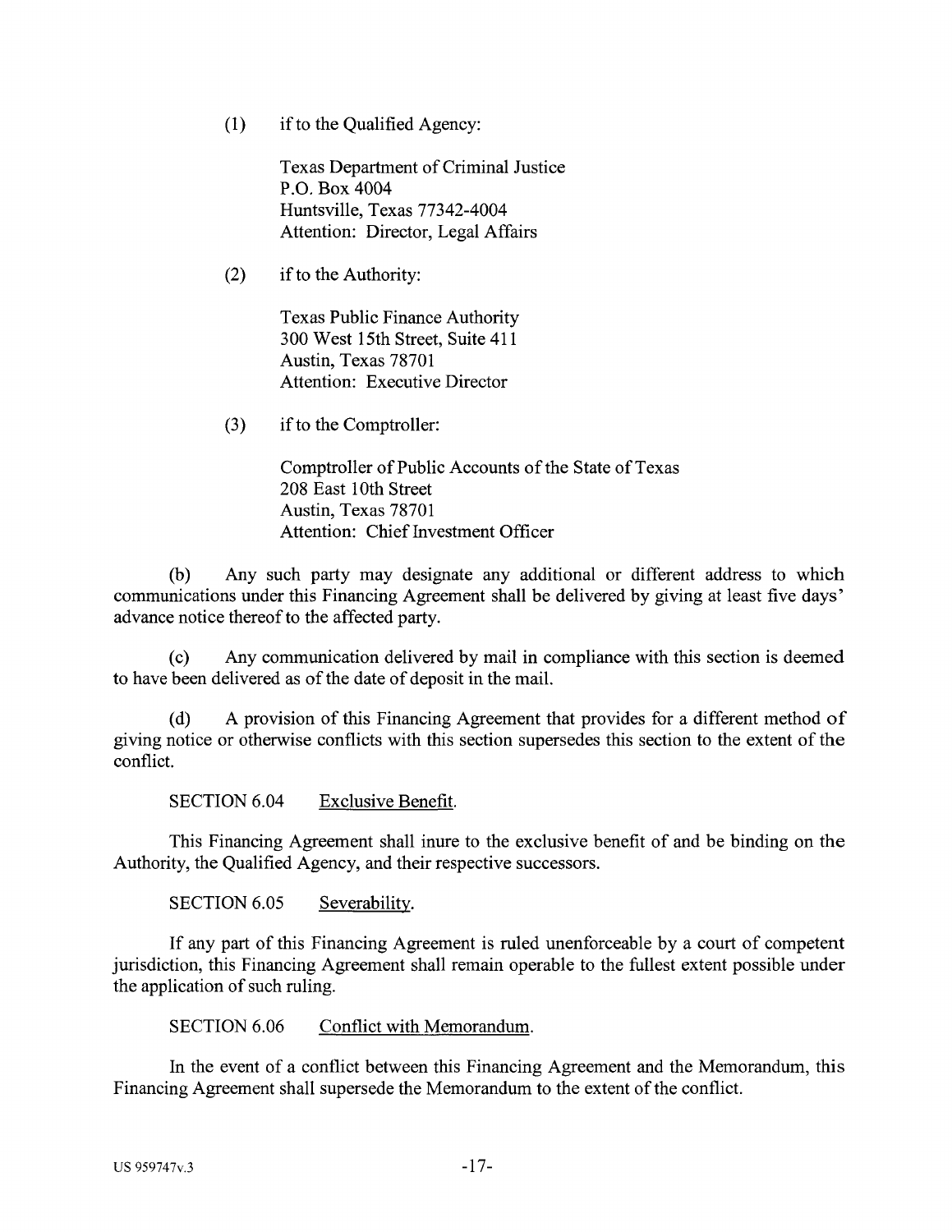(1) if to the Qualified Agency:

Texas Department of Criminal Justice
P.O. Box 4004
Huntsville, Texas 77342-4004
Attention: Director, Legal Affairs

(2) if to the Authority:

Texas Public Finance Authority
300 West 15th Street, Suite 411
Austin, Texas 78701
Attention: Executive Director

(3) if to the Comptroller:

Comptroller of Public Accounts of the State of Texas
208 East 10th Street
Austin, Texas 78701
Attention: Chief Investment Officer

(b) Any such party may designate any additional or different address to which communications under this Financing Agreement shall be delivered by giving at least five days' advance notice thereof to the affected party.

(c) Any communication delivered by mail in compliance with this section is deemed to have been delivered as of the date of deposit in the mail.

(d) A provision of this Financing Agreement that provides for a different method of giving notice or otherwise conflicts with this section supersedes this section to the extent of the conflict.

SECTION 6.04 Exclusive Benefit.

This Financing Agreement shall inure to the exclusive benefit of and be binding on the Authority, the Qualified Agency, and their respective successors.

SECTION 6.05 Severability.

If any part of this Financing Agreement is ruled unenforceable by a court of competent jurisdiction, this Financing Agreement shall remain operable to the fullest extent possible under the application of such ruling.

SECTION 6.06 Conflict with Memorandum.

In the event of a conflict between this Financing Agreement and the Memorandum, this Financing Agreement shall supersede the Memorandum to the extent of the conflict.

US 959747v.3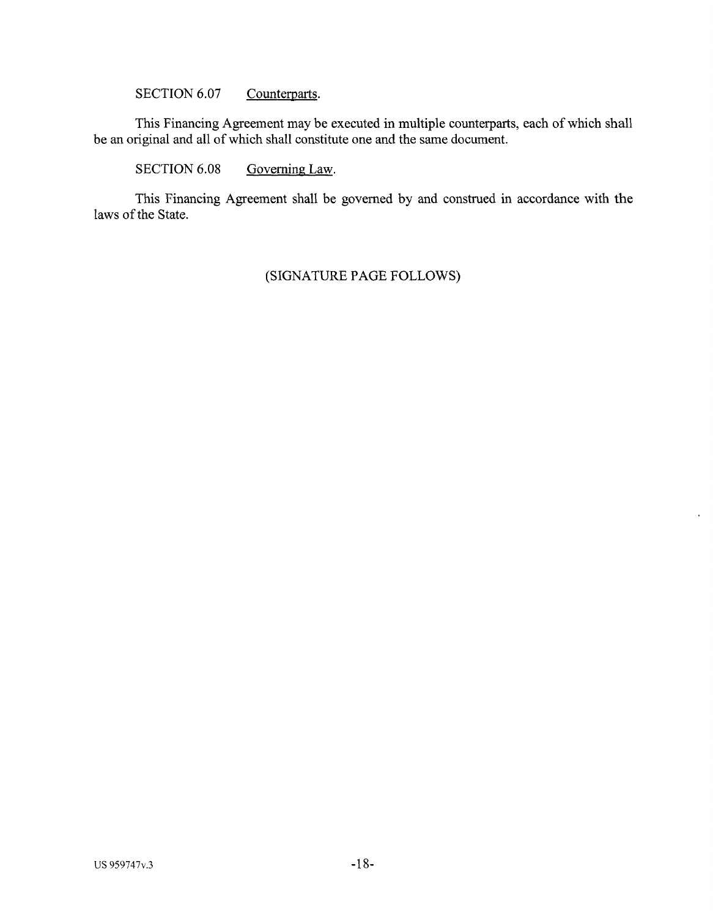SECTION 6.07 Counterparts.

This Financing Agreement may be executed in multiple counterparts, each of which shall be an original and all of which shall constitute one and the same document.

SECTION 6.08 Governing Law.

This Financing Agreement shall be governed by and construed in accordance with the laws of the State.

(SIGNATURE PAGE FOLLOWS)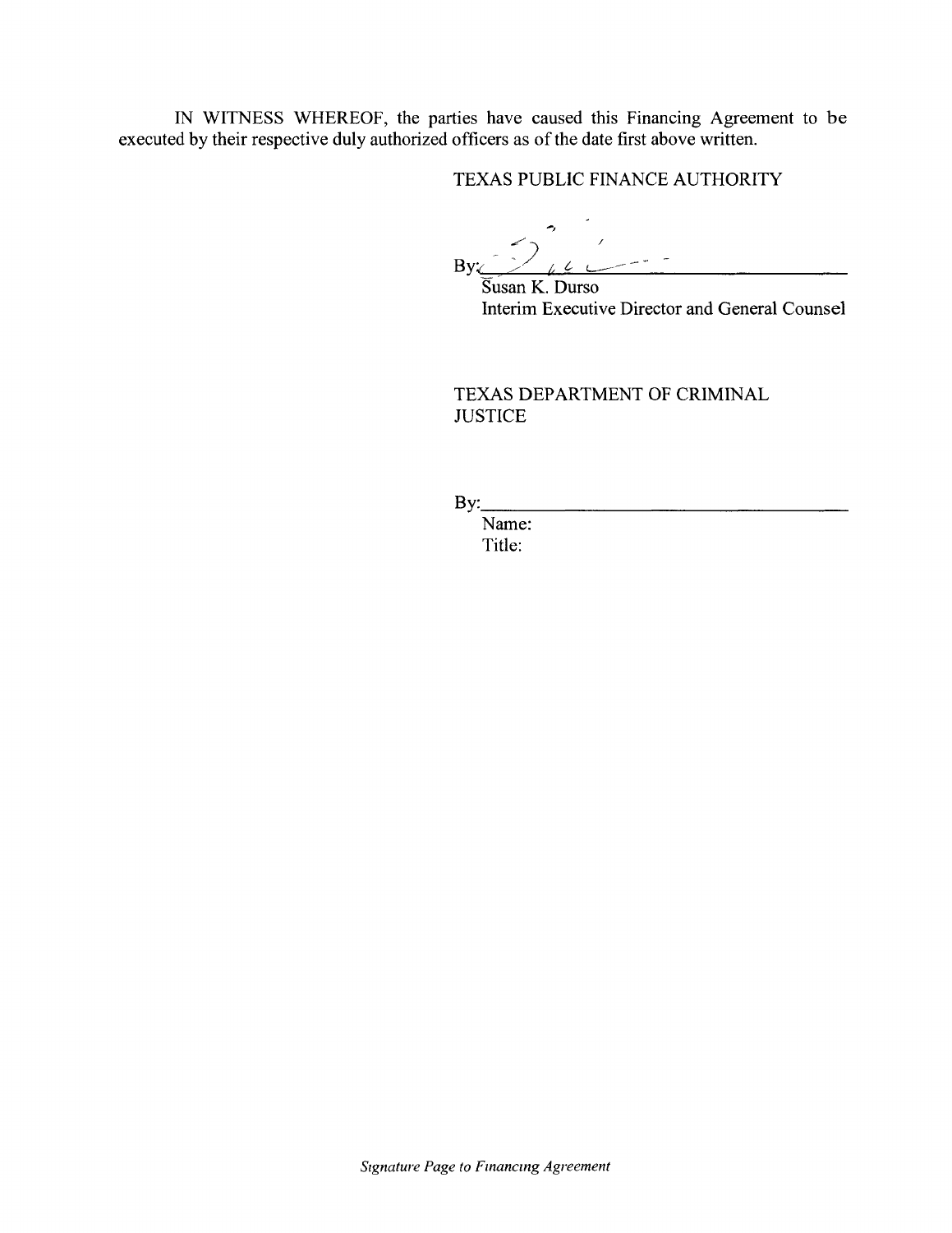IN WITNESS WHEREOF, the parties have caused this Financing Agreement to be executed by their respective duly authorized officers as of the date first above written.

TEXAS PUBLIC FINANCE AUTHORITY

By: ______________________________
Susan K. Durso
Interim Executive Director and General Counsel

TEXAS DEPARTMENT OF CRIMINAL JUSTICE

By: ______________________________
Name:
Title:

*Signature Page to Financing Agreement*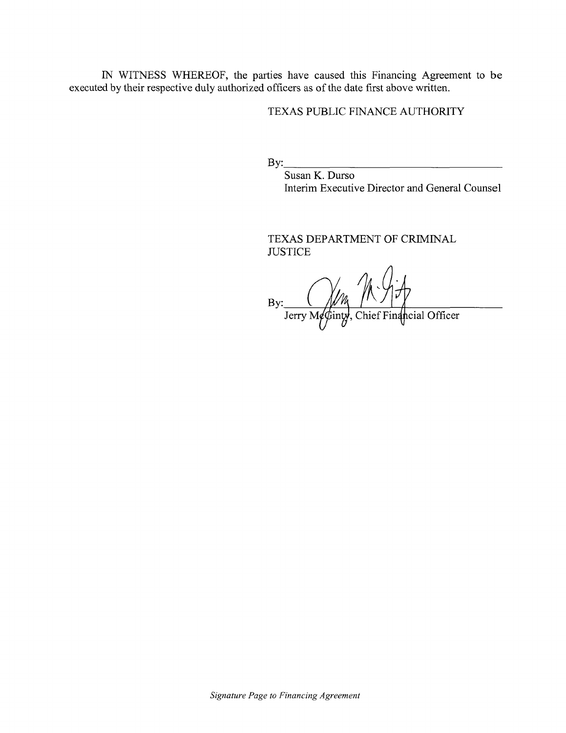IN WITNESS WHEREOF, the parties have caused this Financing Agreement to be executed by their respective duly authorized officers as of the date first above written.

TEXAS PUBLIC FINANCE AUTHORITY

By:\_\_\_\_\_\_\_\_\_\_\_\_\_\_\_\_\_\_\_\_\_\_\_\_\_\_\_\_\_\_\_\_\_\_\_\_

Susan K. Durso
Interim Executive Director and General Counsel

TEXAS DEPARTMENT OF CRIMINAL JUSTICE

By:\_\_\_\_\_\_\_\_\_\_\_\_\_\_\_\_\_\_\_\_\_\_\_\_\_\_\_\_\_\_\_\_\_\_\_\_

Jerry McGinty, Chief Financial Officer

*Signature Page to Financing Agreement*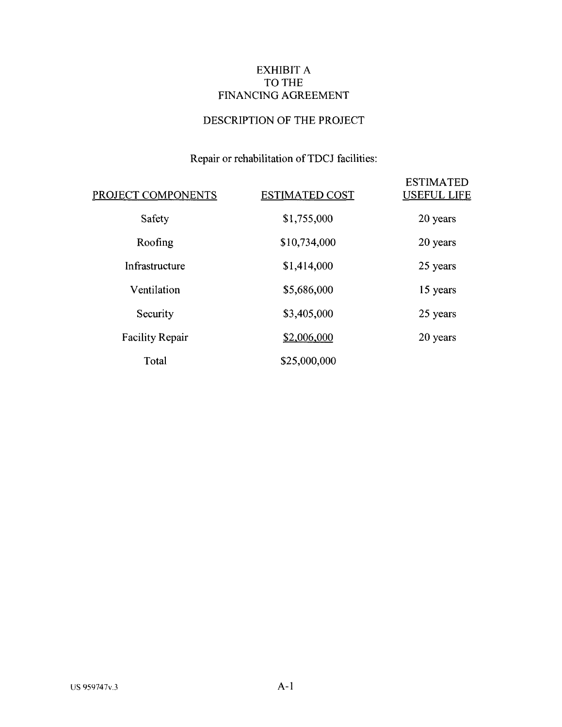# EXHIBIT A
# TO THE
# FINANCING AGREEMENT

## DESCRIPTION OF THE PROJECT

Repair or rehabilitation of TDCJ facilities:

| PROJECT COMPONENTS | ESTIMATED COST | ESTIMATED USEFUL LIFE |
|---|---|---|
| Safety | $1,755,000 | 20 years |
| Roofing | $10,734,000 | 20 years |
| Infrastructure | $1,414,000 | 25 years |
| Ventilation | $5,686,000 | 15 years |
| Security | $3,405,000 | 25 years |
| Facility Repair | $2,006,000 | 20 years |
| Total | $25,000,000 | |

US 959747v.3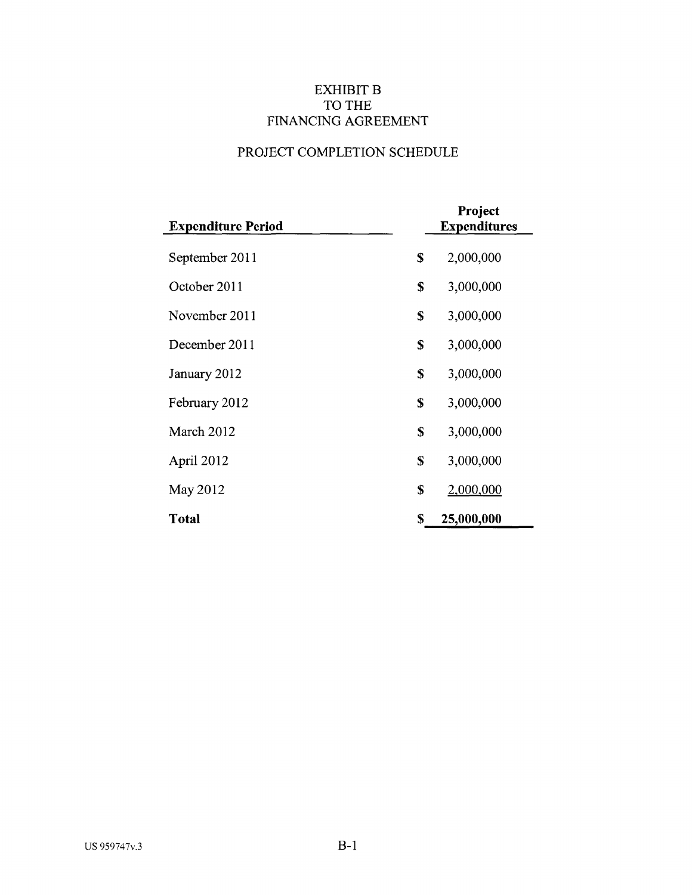# EXHIBIT B
# TO THE
# FINANCING AGREEMENT

## PROJECT COMPLETION SCHEDULE

| **Expenditure Period** | **Project Expenditures** |
|---|---|
| September 2011 | $ 2,000,000 |
| October 2011 | $ 3,000,000 |
| November 2011 | $ 3,000,000 |
| December 2011 | $ 3,000,000 |
| January 2012 | $ 3,000,000 |
| February 2012 | $ 3,000,000 |
| March 2012 | $ 3,000,000 |
| April 2012 | $ 3,000,000 |
| May 2012 | $ 2,000,000 |
| **Total** | **$ 25,000,000** |

US 959747v.3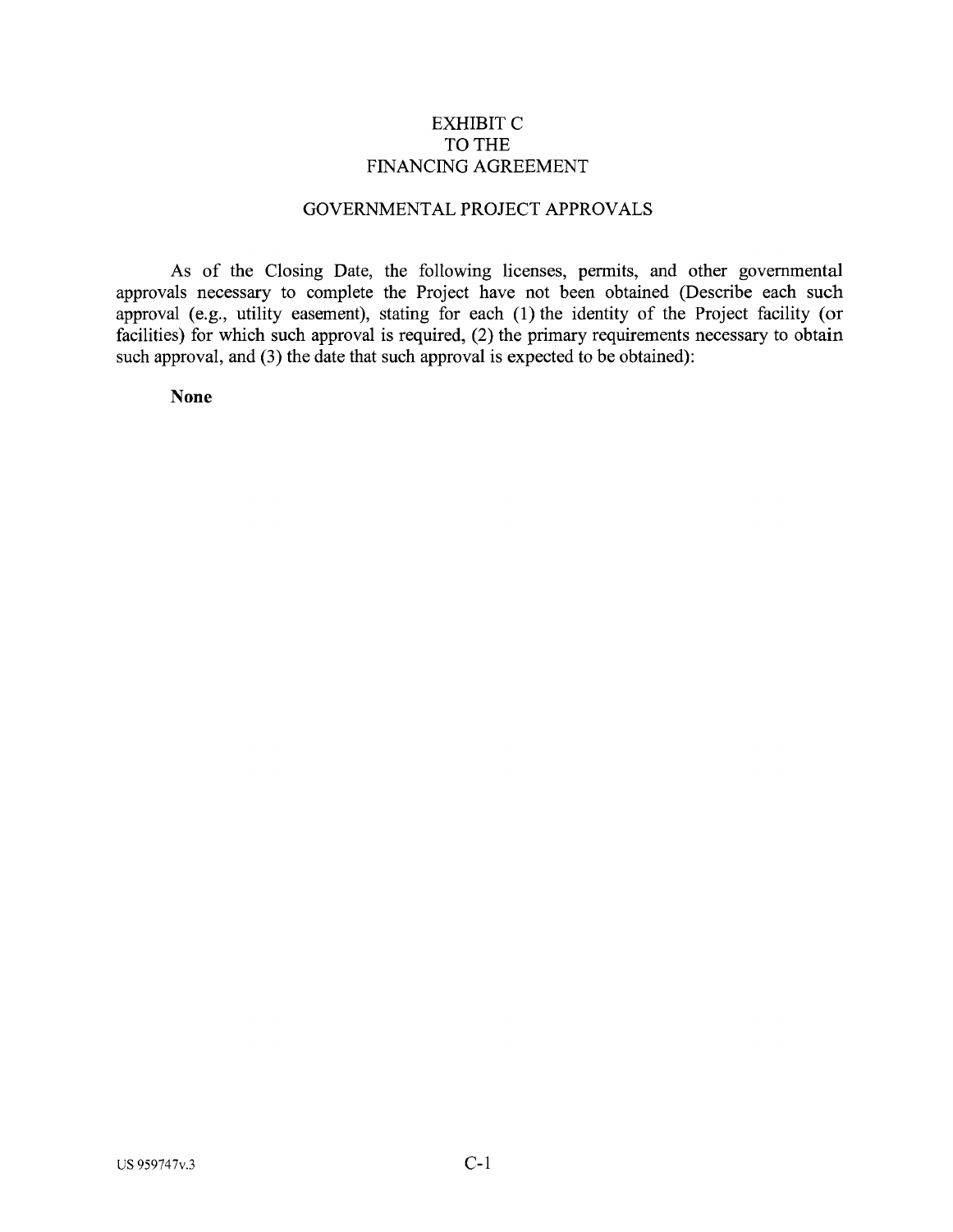# EXHIBIT C
# TO THE
# FINANCING AGREEMENT

## GOVERNMENTAL PROJECT APPROVALS

As of the Closing Date, the following licenses, permits, and other governmental approvals necessary to complete the Project have not been obtained (Describe each such approval (e.g., utility easement), stating for each (1) the identity of the Project facility (or facilities) for which such approval is required, (2) the primary requirements necessary to obtain such approval, and (3) the date that such approval is expected to be obtained):

**None**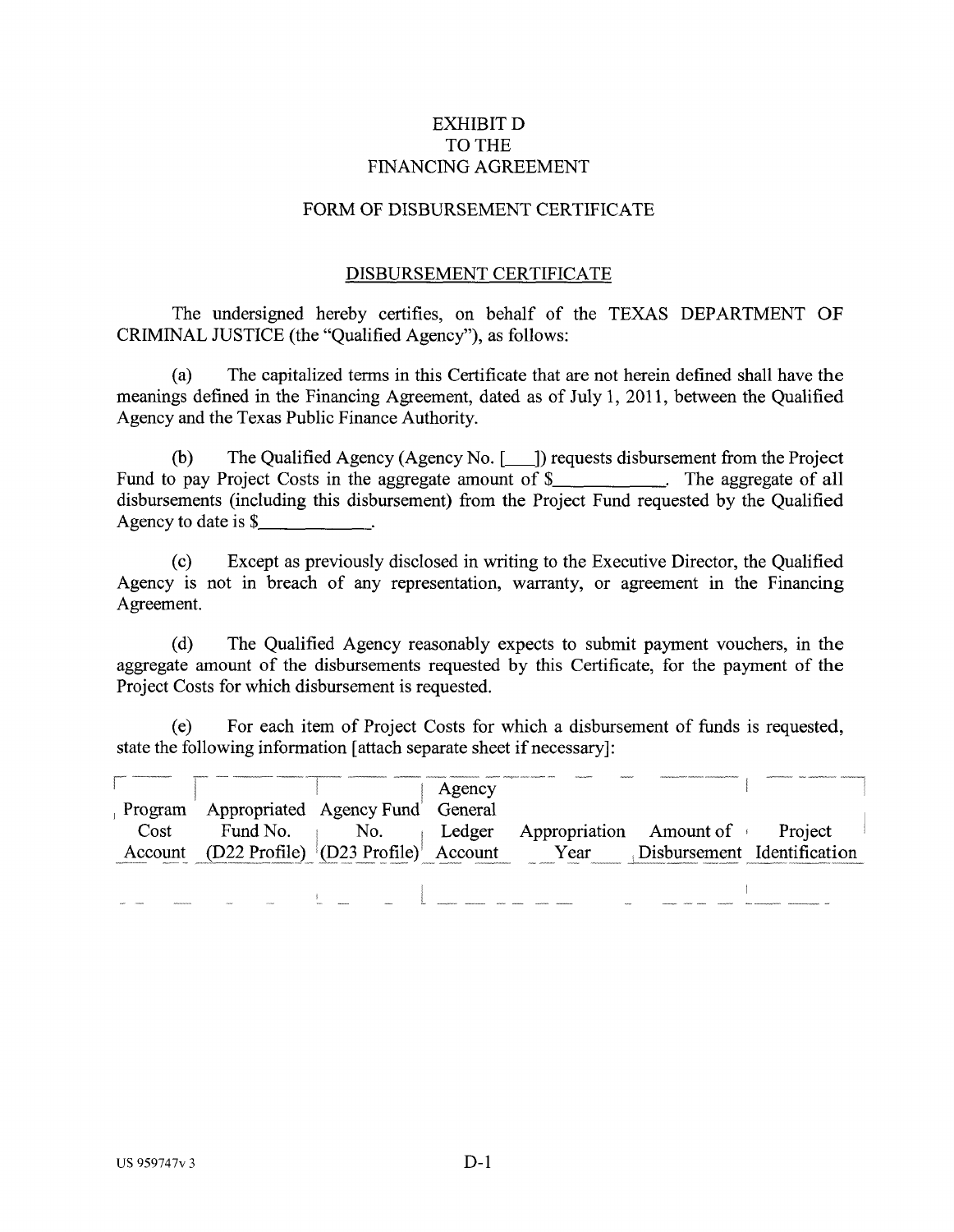# EXHIBIT D
# TO THE
# FINANCING AGREEMENT

## FORM OF DISBURSEMENT CERTIFICATE

### DISBURSEMENT CERTIFICATE

The undersigned hereby certifies, on behalf of the TEXAS DEPARTMENT OF CRIMINAL JUSTICE (the "Qualified Agency"), as follows:

(a) The capitalized terms in this Certificate that are not herein defined shall have the meanings defined in the Financing Agreement, dated as of July 1, 2011, between the Qualified Agency and the Texas Public Finance Authority.

(b) The Qualified Agency (Agency No. [___]) requests disbursement from the Project Fund to pay Project Costs in the aggregate amount of $__________. The aggregate of all disbursements (including this disbursement) from the Project Fund requested by the Qualified Agency to date is $__________.

(c) Except as previously disclosed in writing to the Executive Director, the Qualified Agency is not in breach of any representation, warranty, or agreement in the Financing Agreement.

(d) The Qualified Agency reasonably expects to submit payment vouchers, in the aggregate amount of the disbursements requested by this Certificate, for the payment of the Project Costs for which disbursement is requested.

(e) For each item of Project Costs for which a disbursement of funds is requested, state the following information [attach separate sheet if necessary]:

| Program Cost Account | Appropriated Fund No. (D22 Profile) | Agency Fund No. (D23 Profile) | Agency General Ledger Account | Appropriation Year | Amount of Disbursement | Project Identification |
|---|---|---|---|---|---|---|
| | | | | | | |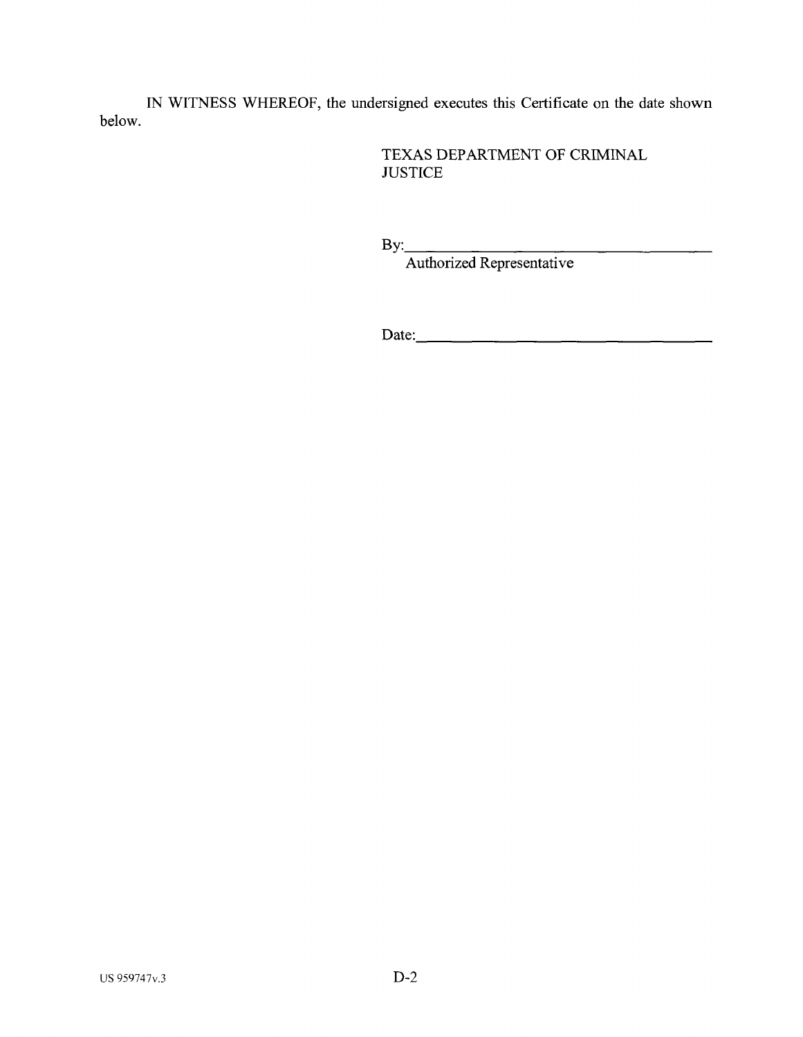IN WITNESS WHEREOF, the undersigned executes this Certificate on the date shown below.

TEXAS DEPARTMENT OF CRIMINAL JUSTICE

By:\_\_\_\_\_\_\_\_\_\_\_\_\_\_\_\_\_\_\_\_\_\_\_\_\_\_\_\_\_\_\_\_\_\_\_\_
Authorized Representative

Date:\_\_\_\_\_\_\_\_\_\_\_\_\_\_\_\_\_\_\_\_\_\_\_\_\_\_\_\_\_\_\_\_\_\_

US 959747v.3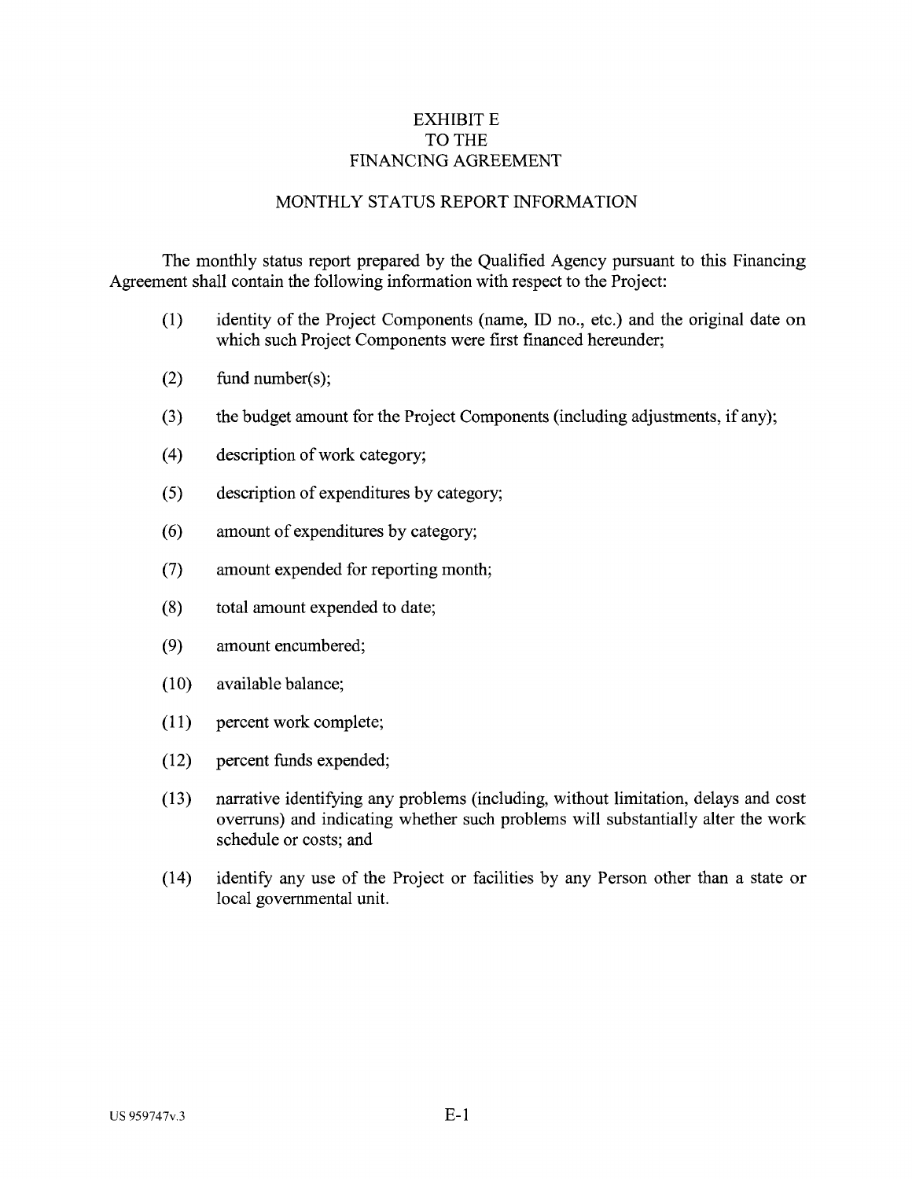# EXHIBIT E
# TO THE
# FINANCING AGREEMENT

## MONTHLY STATUS REPORT INFORMATION

The monthly status report prepared by the Qualified Agency pursuant to this Financing Agreement shall contain the following information with respect to the Project:

(1) identity of the Project Components (name, ID no., etc.) and the original date on which such Project Components were first financed hereunder;

(2) fund number(s);

(3) the budget amount for the Project Components (including adjustments, if any);

(4) description of work category;

(5) description of expenditures by category;

(6) amount of expenditures by category;

(7) amount expended for reporting month;

(8) total amount expended to date;

(9) amount encumbered;

(10) available balance;

(11) percent work complete;

(12) percent funds expended;

(13) narrative identifying any problems (including, without limitation, delays and cost overruns) and indicating whether such problems will substantially alter the work schedule or costs; and

(14) identify any use of the Project or facilities by any Person other than a state or local governmental unit.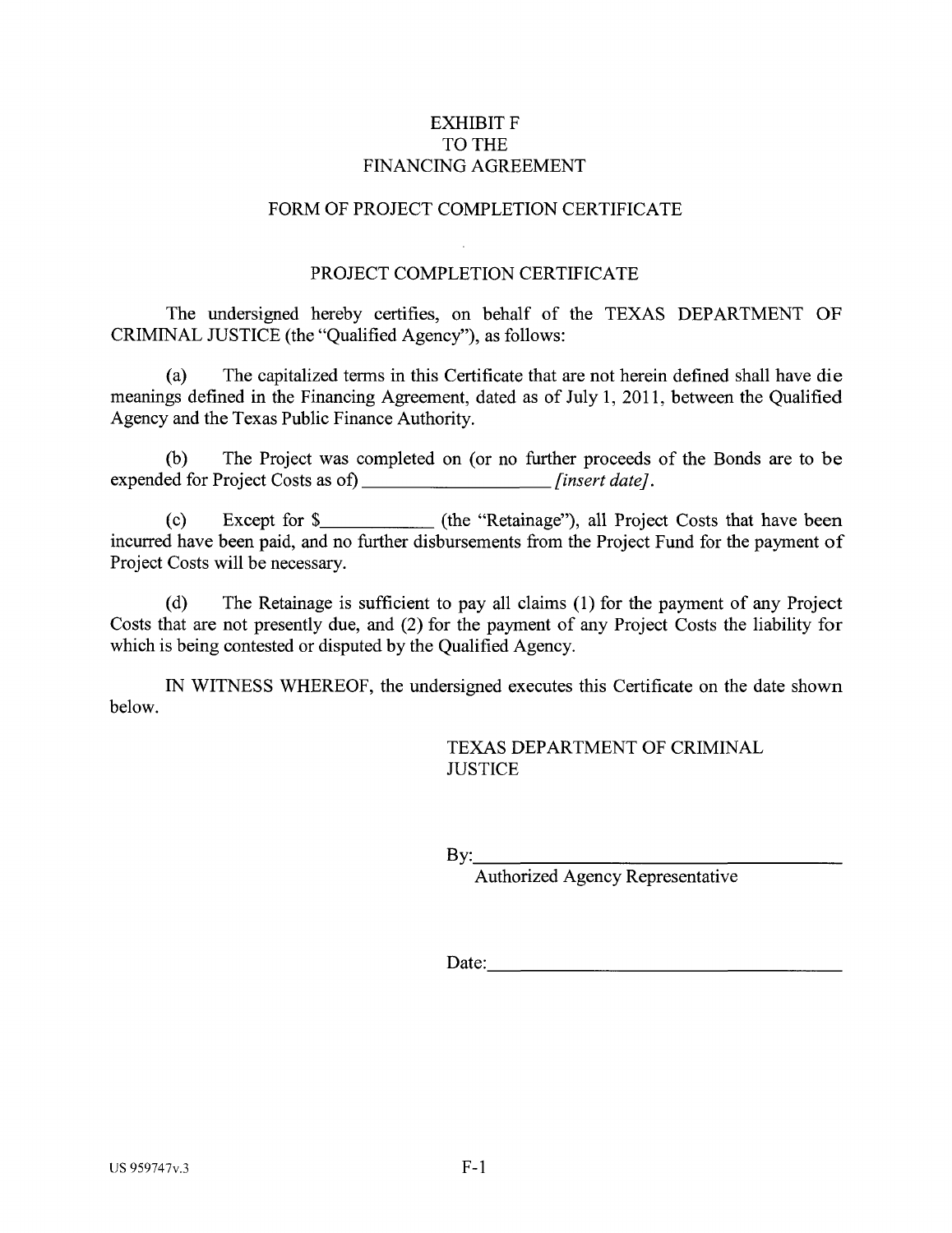# EXHIBIT F
# TO THE
# FINANCING AGREEMENT

## FORM OF PROJECT COMPLETION CERTIFICATE

## PROJECT COMPLETION CERTIFICATE

The undersigned hereby certifies, on behalf of the TEXAS DEPARTMENT OF CRIMINAL JUSTICE (the "Qualified Agency"), as follows:

(a) The capitalized terms in this Certificate that are not herein defined shall have die meanings defined in the Financing Agreement, dated as of July 1, 2011, between the Qualified Agency and the Texas Public Finance Authority.

(b) The Project was completed on (or no further proceeds of the Bonds are to be expended for Project Costs as of) ____________________ *[insert date]*.

(c) Except for $____________ (the "Retainage"), all Project Costs that have been incurred have been paid, and no further disbursements from the Project Fund for the payment of Project Costs will be necessary.

(d) The Retainage is sufficient to pay all claims (1) for the payment of any Project Costs that are not presently due, and (2) for the payment of any Project Costs the liability for which is being contested or disputed by the Qualified Agency.

IN WITNESS WHEREOF, the undersigned executes this Certificate on the date shown below.

TEXAS DEPARTMENT OF CRIMINAL JUSTICE

By:________________________________________
Authorized Agency Representative

Date:______________________________________

US 959747v.3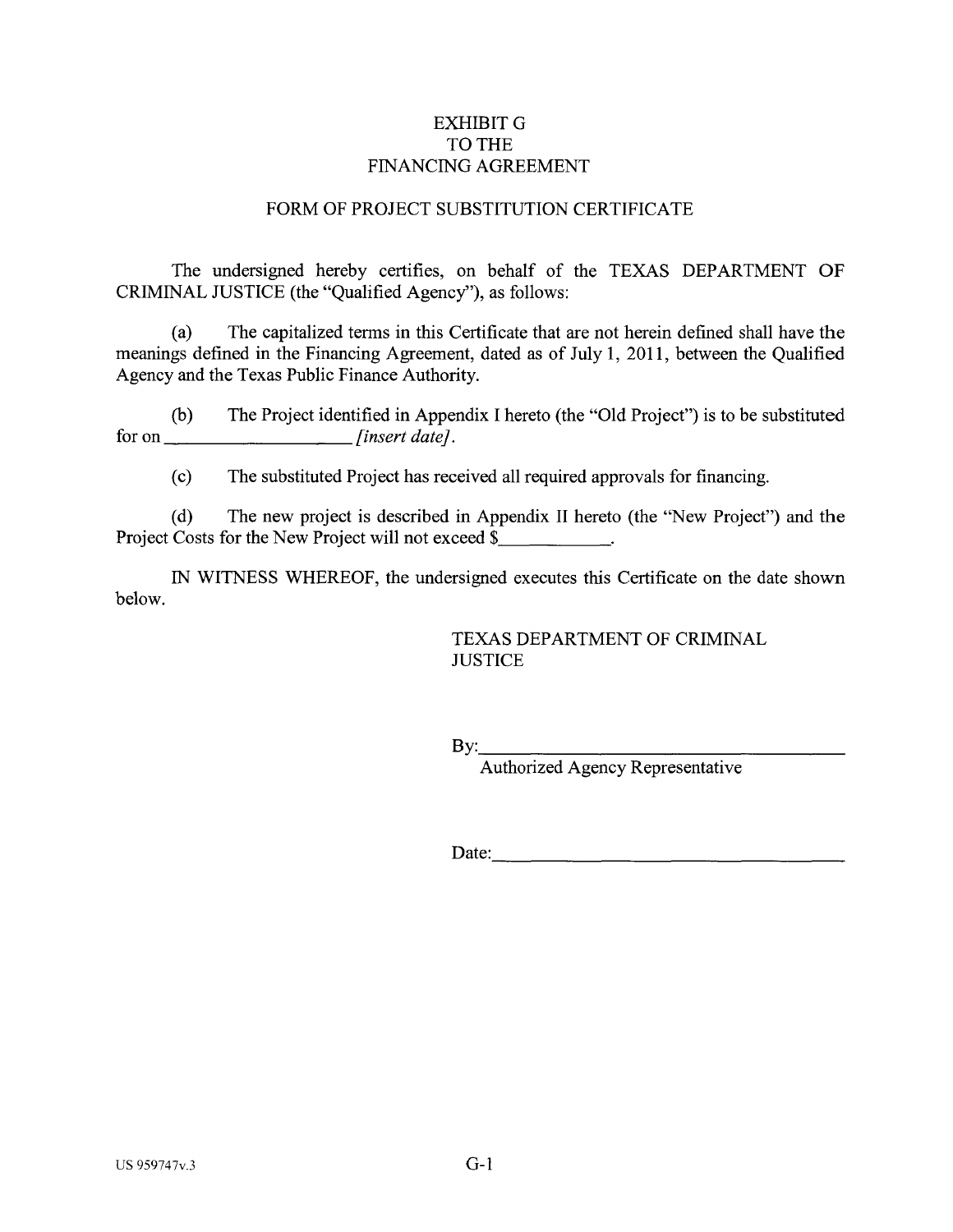# EXHIBIT G
# TO THE
# FINANCING AGREEMENT

## FORM OF PROJECT SUBSTITUTION CERTIFICATE

The undersigned hereby certifies, on behalf of the TEXAS DEPARTMENT OF CRIMINAL JUSTICE (the "Qualified Agency"), as follows:

(a) The capitalized terms in this Certificate that are not herein defined shall have the meanings defined in the Financing Agreement, dated as of July 1, 2011, between the Qualified Agency and the Texas Public Finance Authority.

(b) The Project identified in Appendix I hereto (the "Old Project") is to be substituted for on ____________________ *[insert date]*.

(c) The substituted Project has received all required approvals for financing.

(d) The new project is described in Appendix II hereto (the "New Project") and the Project Costs for the New Project will not exceed $____________.

IN WITNESS WHEREOF, the undersigned executes this Certificate on the date shown below.

TEXAS DEPARTMENT OF CRIMINAL JUSTICE

By:________________________________________
Authorized Agency Representative

Date:______________________________________

US 959747v.3